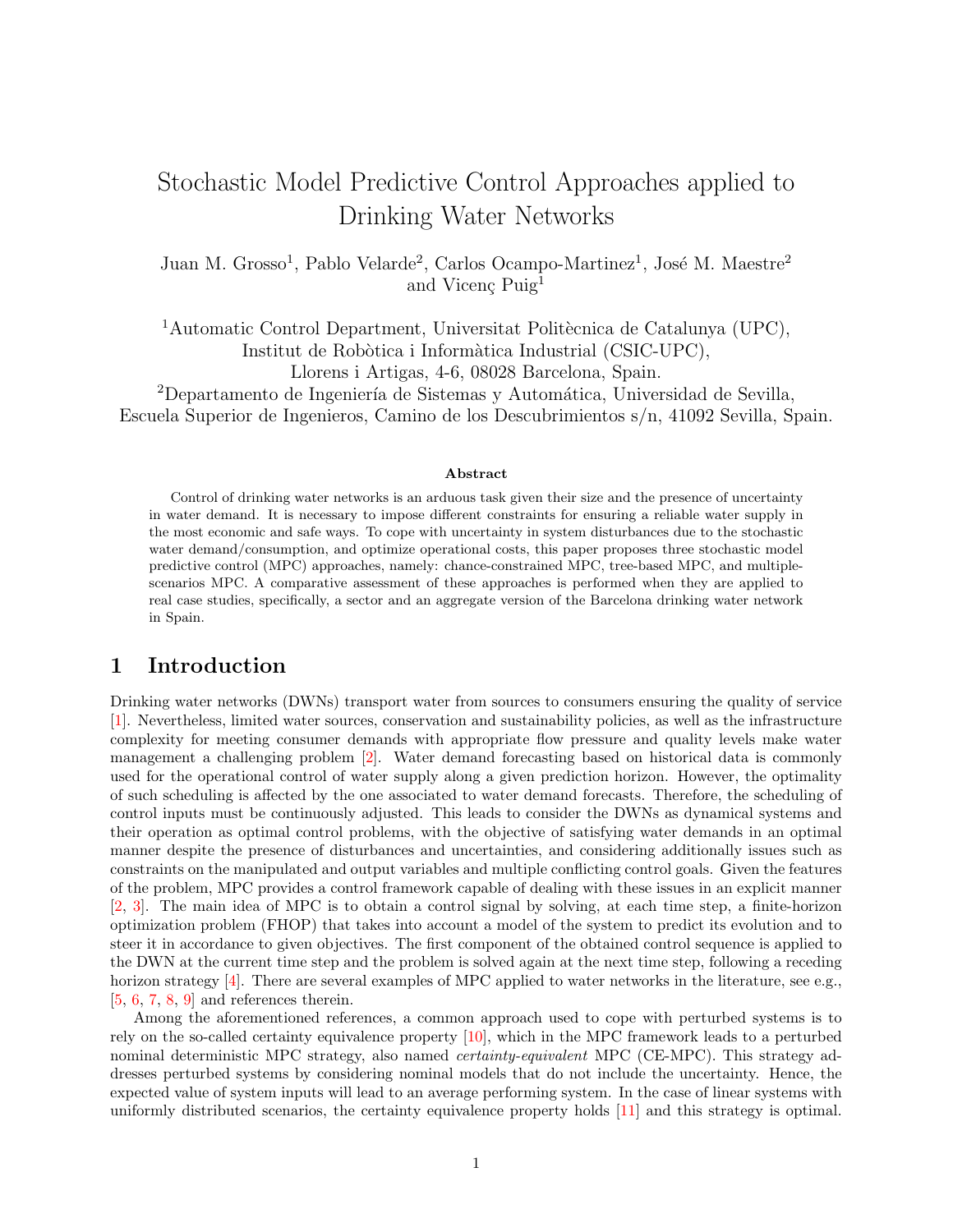# Stochastic Model Predictive Control Approaches applied to Drinking Water Networks

Juan M. Grosso[1], Pablo Velarde[2], Carlos Ocampo-Martinez[1], José M. Maestre[2] and Vicenç Puig[1]

[1]Automatic Control Department, Universitat Politècnica de Catalunya (UPC), Institut de Robòtica i Informàtica Industrial (CSIC-UPC), Llorens i Artigas, 4-6, 08028 Barcelona, Spain.

[2]Departamento de Ingeniería de Sistemas y Automática, Universidad de Sevilla, Escuela Superior de Ingenieros, Camino de los Descubrimientos s/n, 41092 Sevilla, Spain.

**Abstract**

Control of drinking water networks is an arduous task given their size and the presence of uncertainty in water demand. It is necessary to impose different constraints for ensuring a reliable water supply in the most economic and safe ways. To cope with uncertainty in system disturbances due to the stochastic water demand/consumption, and optimize operational costs, this paper proposes three stochastic model predictive control (MPC) approaches, namely: chance-constrained MPC, tree-based MPC, and multiple-scenarios MPC. A comparative assessment of these approaches is performed when they are applied to real case studies, specifically, a sector and an aggregate version of the Barcelona drinking water network in Spain.

## 1 Introduction

Drinking water networks (DWNs) transport water from sources to consumers ensuring the quality of service [1]. Nevertheless, limited water sources, conservation and sustainability policies, as well as the infrastructure complexity for meeting consumer demands with appropriate flow pressure and quality levels make water management a challenging problem [2]. Water demand forecasting based on historical data is commonly used for the operational control of water supply along a given prediction horizon. However, the optimality of such scheduling is affected by the one associated to water demand forecasts. Therefore, the scheduling of control inputs must be continuously adjusted. This leads to consider the DWNs as dynamical systems and their operation as optimal control problems, with the objective of satisfying water demands in an optimal manner despite the presence of disturbances and uncertainties, and considering additionally issues such as constraints on the manipulated and output variables and multiple conflicting control goals. Given the features of the problem, MPC provides a control framework capable of dealing with these issues in an explicit manner [2, 3]. The main idea of MPC is to obtain a control signal by solving, at each time step, a finite-horizon optimization problem (FHOP) that takes into account a model of the system to predict its evolution and to steer it in accordance to given objectives. The first component of the obtained control sequence is applied to the DWN at the current time step and the problem is solved again at the next time step, following a receding horizon strategy [4]. There are several examples of MPC applied to water networks in the literature, see e.g., [5, 6, 7, 8, 9] and references therein.

Among the aforementioned references, a common approach used to cope with perturbed systems is to rely on the so-called certainty equivalence property [10], which in the MPC framework leads to a perturbed nominal deterministic MPC strategy, also named *certainty-equivalent* MPC (CE-MPC). This strategy addresses perturbed systems by considering nominal models that do not include the uncertainty. Hence, the expected value of system inputs will lead to an average performing system. In the case of linear systems with uniformly distributed scenarios, the certainty equivalence property holds [11] and this strategy is optimal.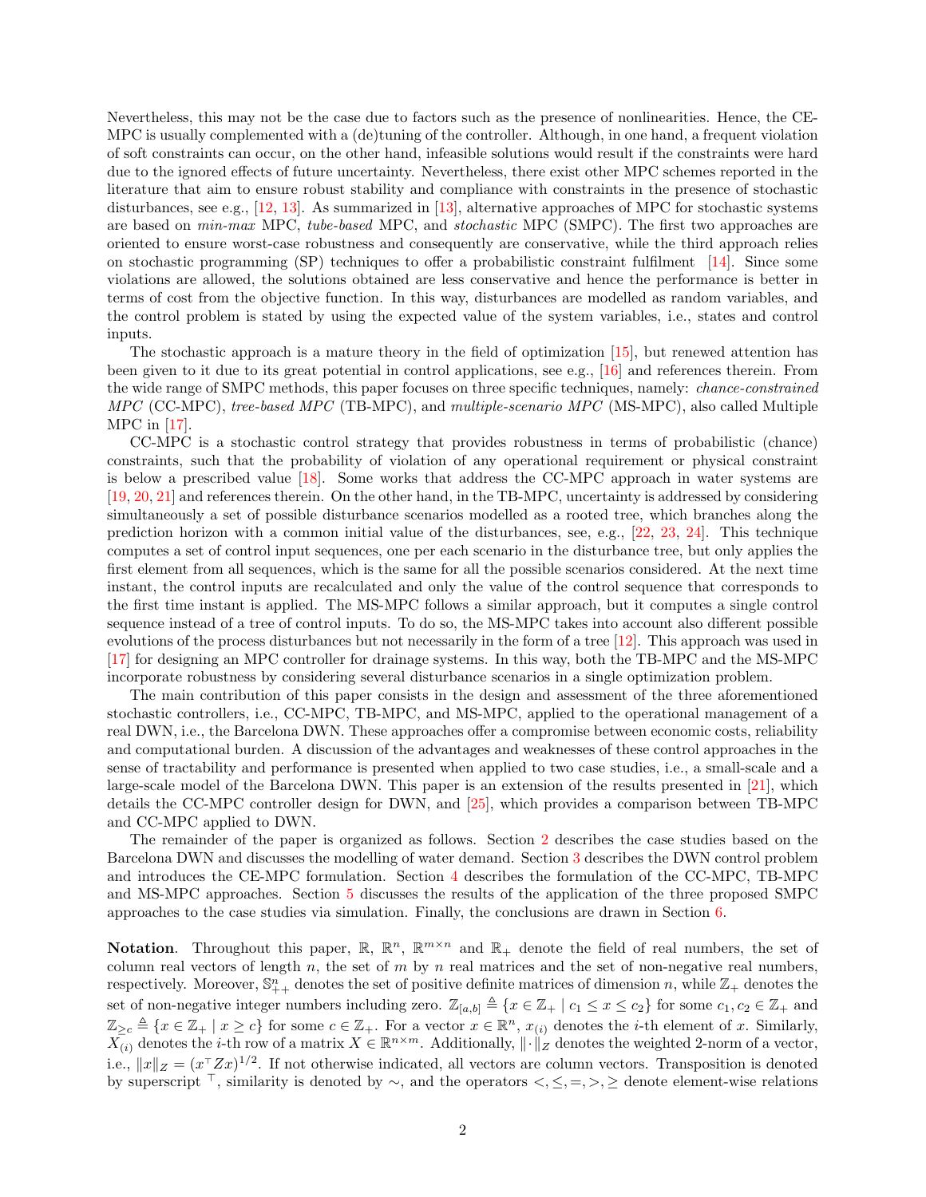Nevertheless, this may not be the case due to factors such as the presence of nonlinearities. Hence, the CE-MPC is usually complemented with a (de)tuning of the controller. Although, in one hand, a frequent violation of soft constraints can occur, on the other hand, infeasible solutions would result if the constraints were hard due to the ignored effects of future uncertainty. Nevertheless, there exist other MPC schemes reported in the literature that aim to ensure robust stability and compliance with constraints in the presence of stochastic disturbances, see e.g., [12, 13]. As summarized in [13], alternative approaches of MPC for stochastic systems are based on *min-max* MPC, *tube-based* MPC, and *stochastic* MPC (SMPC). The first two approaches are oriented to ensure worst-case robustness and consequently are conservative, while the third approach relies on stochastic programming (SP) techniques to offer a probabilistic constraint fulfilment [14]. Since some violations are allowed, the solutions obtained are less conservative and hence the performance is better in terms of cost from the objective function. In this way, disturbances are modelled as random variables, and the control problem is stated by using the expected value of the system variables, i.e., states and control inputs.

The stochastic approach is a mature theory in the field of optimization [15], but renewed attention has been given to it due to its great potential in control applications, see e.g., [16] and references therein. From the wide range of SMPC methods, this paper focuses on three specific techniques, namely: *chance-constrained MPC* (CC-MPC), *tree-based MPC* (TB-MPC), and *multiple-scenario MPC* (MS-MPC), also called Multiple MPC in [17].

CC-MPC is a stochastic control strategy that provides robustness in terms of probabilistic (chance) constraints, such that the probability of violation of any operational requirement or physical constraint is below a prescribed value [18]. Some works that address the CC-MPC approach in water systems are [19, 20, 21] and references therein. On the other hand, in the TB-MPC, uncertainty is addressed by considering simultaneously a set of possible disturbance scenarios modelled as a rooted tree, which branches along the prediction horizon with a common initial value of the disturbances, see, e.g., [22, 23, 24]. This technique computes a set of control input sequences, one per each scenario in the disturbance tree, but only applies the first element from all sequences, which is the same for all the possible scenarios considered. At the next time instant, the control inputs are recalculated and only the value of the control sequence that corresponds to the first time instant is applied. The MS-MPC follows a similar approach, but it computes a single control sequence instead of a tree of control inputs. To do so, the MS-MPC takes into account also different possible evolutions of the process disturbances but not necessarily in the form of a tree [12]. This approach was used in [17] for designing an MPC controller for drainage systems. In this way, both the TB-MPC and the MS-MPC incorporate robustness by considering several disturbance scenarios in a single optimization problem.

The main contribution of this paper consists in the design and assessment of the three aforementioned stochastic controllers, i.e., CC-MPC, TB-MPC, and MS-MPC, applied to the operational management of a real DWN, i.e., the Barcelona DWN. These approaches offer a compromise between economic costs, reliability and computational burden. A discussion of the advantages and weaknesses of these control approaches in the sense of tractability and performance is presented when applied to two case studies, i.e., a small-scale and a large-scale model of the Barcelona DWN. This paper is an extension of the results presented in [21], which details the CC-MPC controller design for DWN, and [25], which provides a comparison between TB-MPC and CC-MPC applied to DWN.

The remainder of the paper is organized as follows. Section 2 describes the case studies based on the Barcelona DWN and discusses the modelling of water demand. Section 3 describes the DWN control problem and introduces the CE-MPC formulation. Section 4 describes the formulation of the CC-MPC, TB-MPC and MS-MPC approaches. Section 5 discusses the results of the application of the three proposed SMPC approaches to the case studies via simulation. Finally, the conclusions are drawn in Section 6.

**Notation**. Throughout this paper, $\mathbb{R}$, $\mathbb{R}^n$, $\mathbb{R}^{m\times n}$ and $\mathbb{R}_+$ denote the field of real numbers, the set of column real vectors of length $n$, the set of $m$ by $n$ real matrices and the set of non-negative real numbers, respectively. Moreover, $\mathbb{S}^n_{++}$ denotes the set of positive definite matrices of dimension $n$, while $\mathbb{Z}_+$ denotes the set of non-negative integer numbers including zero. $\mathbb{Z}_{[a,b]} \triangleq \{x \in \mathbb{Z}_+ \mid c_1 \leq x \leq c_2\}$ for some $c_1, c_2 \in \mathbb{Z}_+$ and $\mathbb{Z}_{\geq c} \triangleq \{x \in \mathbb{Z}_+ \mid x \geq c\}$ for some $c \in \mathbb{Z}_+$. For a vector $x \in \mathbb{R}^n$, $x_{(i)}$ denotes the $i$-th element of $x$. Similarly, $X_{(i)}$ denotes the $i$-th row of a matrix $X \in \mathbb{R}^{n\times m}$. Additionally, $\|\cdot\|_Z$ denotes the weighted 2-norm of a vector, i.e., $\|x\|_Z = (x^\top Z x)^{1/2}$. If not otherwise indicated, all vectors are column vectors. Transposition is denoted by superscript $^\top$, similarity is denoted by $\sim$, and the operators $<, \leq, =, >, \geq$ denote element-wise relations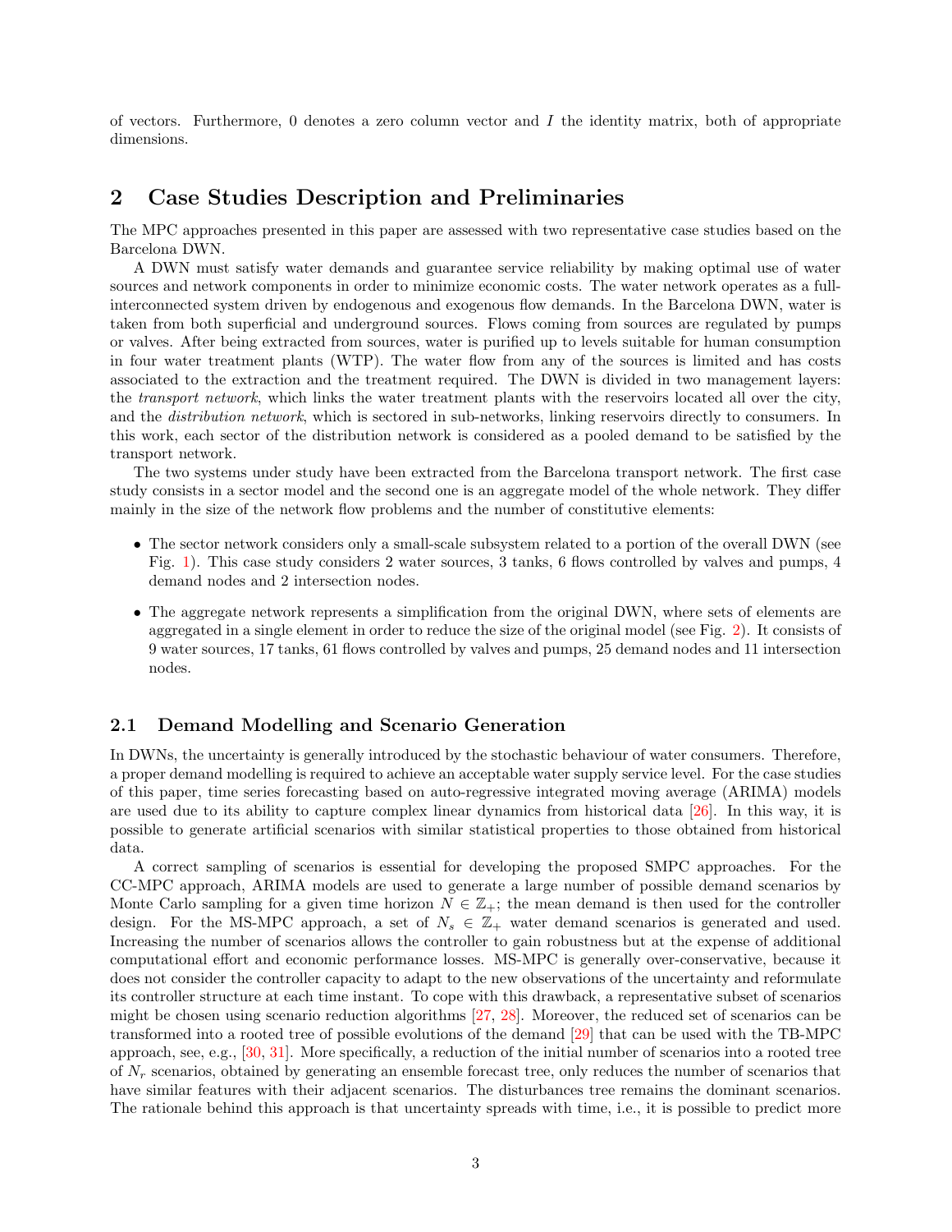of vectors. Furthermore, 0 denotes a zero column vector and $I$ the identity matrix, both of appropriate dimensions.

## 2 Case Studies Description and Preliminaries

The MPC approaches presented in this paper are assessed with two representative case studies based on the Barcelona DWN.

A DWN must satisfy water demands and guarantee service reliability by making optimal use of water sources and network components in order to minimize economic costs. The water network operates as a full-interconnected system driven by endogenous and exogenous flow demands. In the Barcelona DWN, water is taken from both superficial and underground sources. Flows coming from sources are regulated by pumps or valves. After being extracted from sources, water is purified up to levels suitable for human consumption in four water treatment plants (WTP). The water flow from any of the sources is limited and has costs associated to the extraction and the treatment required. The DWN is divided in two management layers: the *transport network*, which links the water treatment plants with the reservoirs located all over the city, and the *distribution network*, which is sectored in sub-networks, linking reservoirs directly to consumers. In this work, each sector of the distribution network is considered as a pooled demand to be satisfied by the transport network.

The two systems under study have been extracted from the Barcelona transport network. The first case study consists in a sector model and the second one is an aggregate model of the whole network. They differ mainly in the size of the network flow problems and the number of constitutive elements:

- The sector network considers only a small-scale subsystem related to a portion of the overall DWN (see Fig. 1). This case study considers 2 water sources, 3 tanks, 6 flows controlled by valves and pumps, 4 demand nodes and 2 intersection nodes.
- The aggregate network represents a simplification from the original DWN, where sets of elements are aggregated in a single element in order to reduce the size of the original model (see Fig. 2). It consists of 9 water sources, 17 tanks, 61 flows controlled by valves and pumps, 25 demand nodes and 11 intersection nodes.

### 2.1 Demand Modelling and Scenario Generation

In DWNs, the uncertainty is generally introduced by the stochastic behaviour of water consumers. Therefore, a proper demand modelling is required to achieve an acceptable water supply service level. For the case studies of this paper, time series forecasting based on auto-regressive integrated moving average (ARIMA) models are used due to its ability to capture complex linear dynamics from historical data [26]. In this way, it is possible to generate artificial scenarios with similar statistical properties to those obtained from historical data.

A correct sampling of scenarios is essential for developing the proposed SMPC approaches. For the CC-MPC approach, ARIMA models are used to generate a large number of possible demand scenarios by Monte Carlo sampling for a given time horizon $N \in \mathbb{Z}_+$; the mean demand is then used for the controller design. For the MS-MPC approach, a set of $N_s \in \mathbb{Z}_+$ water demand scenarios is generated and used. Increasing the number of scenarios allows the controller to gain robustness but at the expense of additional computational effort and economic performance losses. MS-MPC is generally over-conservative, because it does not consider the controller capacity to adapt to the new observations of the uncertainty and reformulate its controller structure at each time instant. To cope with this drawback, a representative subset of scenarios might be chosen using scenario reduction algorithms [27, 28]. Moreover, the reduced set of scenarios can be transformed into a rooted tree of possible evolutions of the demand [29] that can be used with the TB-MPC approach, see, e.g., [30, 31]. More specifically, a reduction of the initial number of scenarios into a rooted tree of $N_r$ scenarios, obtained by generating an ensemble forecast tree, only reduces the number of scenarios that have similar features with their adjacent scenarios. The disturbances tree remains the dominant scenarios. The rationale behind this approach is that uncertainty spreads with time, i.e., it is possible to predict more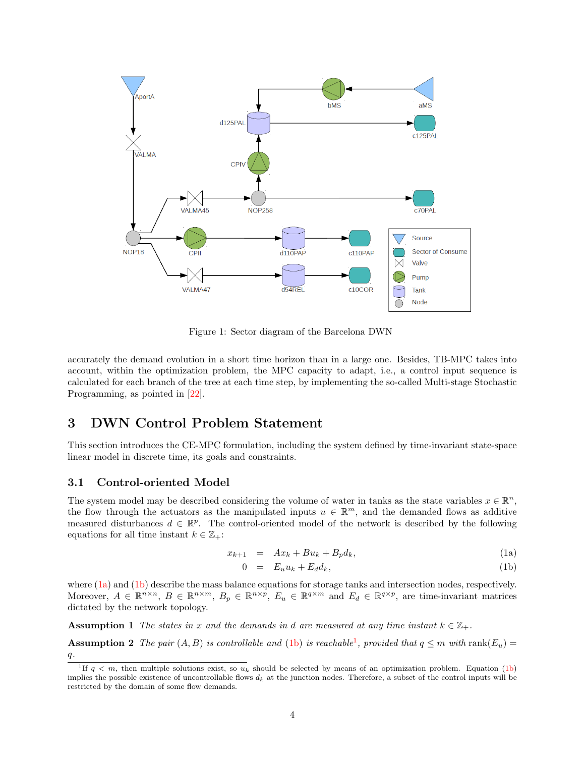AportA

VALMA

bMS

aMS

d125PAL

c125PAL

CPIV

VALMA45

NOP258

c70PAL

NOP18

CPII

d110PAP

c110PAP

VALMA47

d54REL

c10COR

Source

Sector of Consume

Valve

Pump

Tank

Node

Figure 1: Sector diagram of the Barcelona DWN

accurately the demand evolution in a short time horizon than in a large one. Besides, TB-MPC takes into account, within the optimization problem, the MPC capacity to adapt, i.e., a control input sequence is calculated for each branch of the tree at each time step, by implementing the so-called Multi-stage Stochastic Programming, as pointed in [22].

## 3 DWN Control Problem Statement

This section introduces the CE-MPC formulation, including the system defined by time-invariant state-space linear model in discrete time, its goals and constraints.

### 3.1 Control-oriented Model

The system model may be described considering the volume of water in tanks as the state variables $x \in \mathbb{R}^n$, the flow through the actuators as the manipulated inputs $u \in \mathbb{R}^m$, and the demanded flows as additive measured disturbances $d \in \mathbb{R}^p$. The control-oriented model of the network is described by the following equations for all time instant $k \in \mathbb{Z}_+$:

$$
\begin{aligned}
x_{k+1} &= Ax_k + Bu_k + B_p d_k, && \text{(1a)} \\
0 &= E_u u_k + E_d d_k, && \text{(1b)}
\end{aligned}
$$

where (1a) and (1b) describe the mass balance equations for storage tanks and intersection nodes, respectively. Moreover, $A \in \mathbb{R}^{n\times n}$, $B \in \mathbb{R}^{n\times m}$, $B_p \in \mathbb{R}^{n\times p}$, $E_u \in \mathbb{R}^{q\times m}$ and $E_d \in \mathbb{R}^{q\times p}$, are time-invariant matrices dictated by the network topology.

**Assumption 1** *The states in $x$ and the demands in $d$ are measured at any time instant $k \in \mathbb{Z}_+$.*

**Assumption 2** *The pair $(A, B)$ is controllable and (1b) is reachable[1], provided that $q \leq m$ with $\mathrm{rank}(E_u) = q$.*

[1] If $q < m$, then multiple solutions exist, so $u_k$ should be selected by means of an optimization problem. Equation (1b) implies the possible existence of uncontrollable flows $d_k$ at the junction nodes. Therefore, a subset of the control inputs will be restricted by the domain of some flow demands.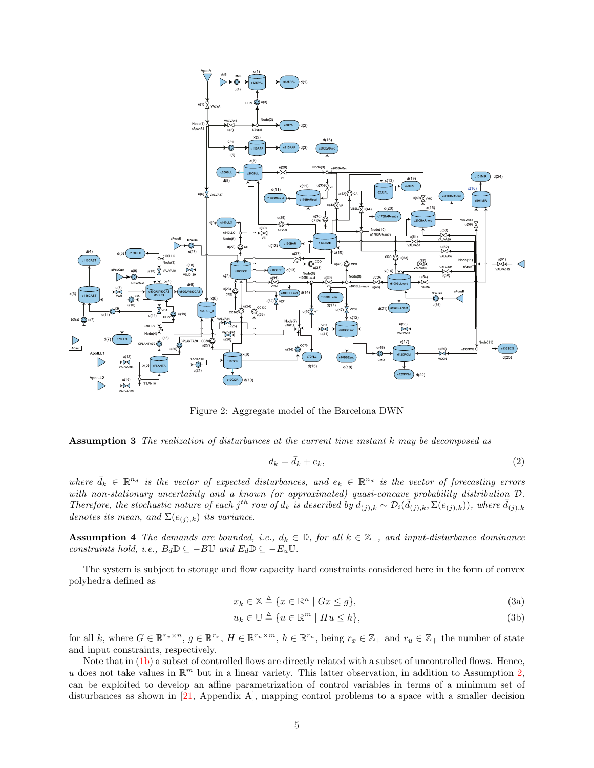Figure 2: Aggregate model of the Barcelona DWN

**Assumption 3** *The realization of disturbances at the current time instant $k$ may be decomposed as*

$$d_k = \bar{d}_k + e_k, \tag{2}$$

*where $\bar{d}_k \in \mathbb{R}^{n_d}$ is the vector of expected disturbances, and $e_k \in \mathbb{R}^{n_d}$ is the vector of forecasting errors with non-stationary uncertainty and a known (or approximated) quasi-concave probability distribution $\mathcal{D}$. Therefore, the stochastic nature of each $j^{th}$ row of $d_k$ is described by $d_{(j),k} \sim \mathcal{D}_i(\bar{d}_{(j),k}, \Sigma(e_{(j),k}))$, where $\bar{d}_{(j),k}$ denotes its mean, and $\Sigma(e_{(j),k})$ its variance.*

**Assumption 4** *The demands are bounded, i.e., $d_k \in \mathbb{D}$, for all $k \in \mathbb{Z}_+$, and input-disturbance dominance constraints hold, i.e., $B_d\mathbb{D} \subseteq -B\mathbb{U}$ and $E_d\mathbb{D} \subseteq -E_u\mathbb{U}$.*

The system is subject to storage and flow capacity hard constraints considered here in the form of convex polyhedra defined as

$$x_k \in \mathbb{X} \triangleq \{x \in \mathbb{R}^n \mid Gx \leq g\}, \tag{3a}$$

$$u_k \in \mathbb{U} \triangleq \{u \in \mathbb{R}^m \mid Hu \leq h\}, \tag{3b}$$

for all $k$, where $G \in \mathbb{R}^{r_x \times n}$, $g \in \mathbb{R}^{r_x}$, $H \in \mathbb{R}^{r_u \times m}$, $h \in \mathbb{R}^{r_u}$, being $r_x \in \mathbb{Z}_+$ and $r_u \in \mathbb{Z}_+$ the number of state and input constraints, respectively.

Note that in (1b) a subset of controlled flows are directly related with a subset of uncontrolled flows. Hence, $u$ does not take values in $\mathbb{R}^m$ but in a linear variety. This latter observation, in addition to Assumption 2, can be exploited to develop an affine parametrization of control variables in terms of a minimum set of disturbances as shown in [21, Appendix A], mapping control problems to a space with a smaller decision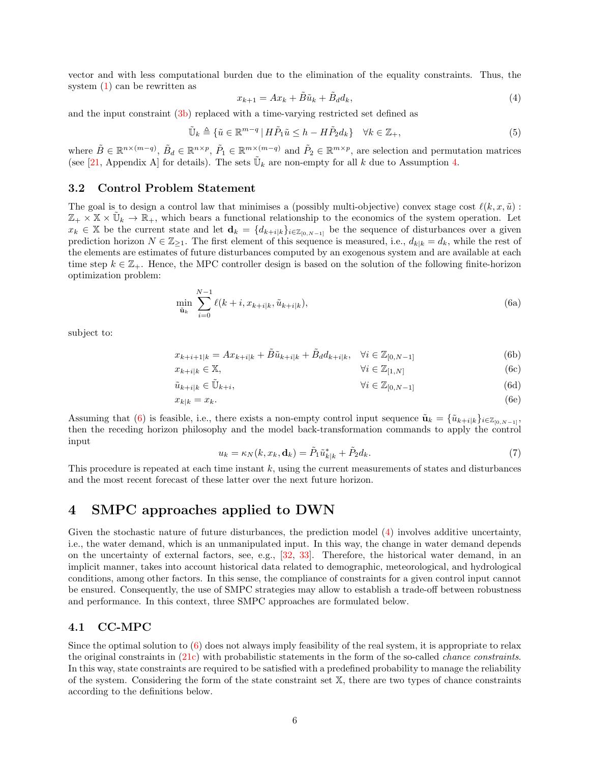vector and with less computational burden due to the elimination of the equality constraints. Thus, the system (1) can be rewritten as

$$x_{k+1} = Ax_k + \tilde{B}\tilde{u}_k + \tilde{B}_d d_k, \tag{4}$$

and the input constraint (3b) replaced with a time-varying restricted set defined as

$$\tilde{\mathbb{U}}_k \triangleq \{\tilde{u} \in \mathbb{R}^{m-q} \,|\, H\tilde{P}_1\tilde{u} \leq h - H\tilde{P}_2 d_k\} \quad \forall k \in \mathbb{Z}_+, \tag{5}$$

where $\tilde{B} \in \mathbb{R}^{n\times(m-q)}$, $\tilde{B}_d \in \mathbb{R}^{n\times p}$, $\tilde{P}_1 \in \mathbb{R}^{m\times(m-q)}$ and $\tilde{P}_2 \in \mathbb{R}^{m\times p}$, are selection and permutation matrices (see [21, Appendix A] for details). The sets $\tilde{\mathbb{U}}_k$ are non-empty for all $k$ due to Assumption 4.

### 3.2 Control Problem Statement

The goal is to design a control law that minimises a (possibly multi-objective) convex stage cost $\ell(k, x, \tilde{u}) : \mathbb{Z}_+ \times \mathbb{X} \times \tilde{\mathbb{U}}_k \to \mathbb{R}_+$, which bears a functional relationship to the economics of the system operation. Let $x_k \in \mathbb{X}$ be the current state and let $\mathbf{d}_k = \{d_{k+i|k}\}_{i\in\mathbb{Z}_{[0,N-1]}}$ be the sequence of disturbances over a given prediction horizon $N \in \mathbb{Z}_{\geq 1}$. The first element of this sequence is measured, i.e., $d_{k|k} = d_k$, while the rest of the elements are estimates of future disturbances computed by an exogenous system and are available at each time step $k \in \mathbb{Z}_+$. Hence, the MPC controller design is based on the solution of the following finite-horizon optimization problem:

$$\min_{\tilde{\mathbf{u}}_k} \sum_{i=0}^{N-1} \ell(k+i, x_{k+i|k}, \tilde{u}_{k+i|k}), \tag{6a}$$

subject to:

$$x_{k+i+1|k} = Ax_{k+i|k} + \tilde{B}\tilde{u}_{k+i|k} + \tilde{B}_d d_{k+i|k}, \quad \forall i \in \mathbb{Z}_{[0,N-1]} \tag{6b}$$

$$x_{k+i|k} \in \mathbb{X}, \quad \forall i \in \mathbb{Z}_{[1,N]} \tag{6c}$$

$$\tilde{u}_{k+i|k} \in \tilde{\mathbb{U}}_{k+i}, \quad \forall i \in \mathbb{Z}_{[0,N-1]} \tag{6d}$$

$$x_{k|k} = x_k. \tag{6e}$$

Assuming that (6) is feasible, i.e., there exists a non-empty control input sequence $\tilde{\mathbf{u}}_k = \{\tilde{u}_{k+i|k}\}_{i\in\mathbb{Z}_{[0,N-1]}}$, then the receding horizon philosophy and the model back-transformation commands to apply the control input

$$u_k = \kappa_N(k, x_k, \mathbf{d}_k) = \tilde{P}_1\tilde{u}^*_{k|k} + \tilde{P}_2 d_k. \tag{7}$$

This procedure is repeated at each time instant $k$, using the current measurements of states and disturbances and the most recent forecast of these latter over the next future horizon.

## 4 SMPC approaches applied to DWN

Given the stochastic nature of future disturbances, the prediction model (4) involves additive uncertainty, i.e., the water demand, which is an unmanipulated input. In this way, the change in water demand depends on the uncertainty of external factors, see, e.g., [32, 33]. Therefore, the historical water demand, in an implicit manner, takes into account historical data related to demographic, meteorological, and hydrological conditions, among other factors. In this sense, the compliance of constraints for a given control input cannot be ensured. Consequently, the use of SMPC strategies may allow to establish a trade-off between robustness and performance. In this context, three SMPC approaches are formulated below.

### 4.1 CC-MPC

Since the optimal solution to (6) does not always imply feasibility of the real system, it is appropriate to relax the original constraints in (21c) with probabilistic statements in the form of the so-called *chance constraints*. In this way, state constraints are required to be satisfied with a predefined probability to manage the reliability of the system. Considering the form of the state constraint set $\mathbb{X}$, there are two types of chance constraints according to the definitions below.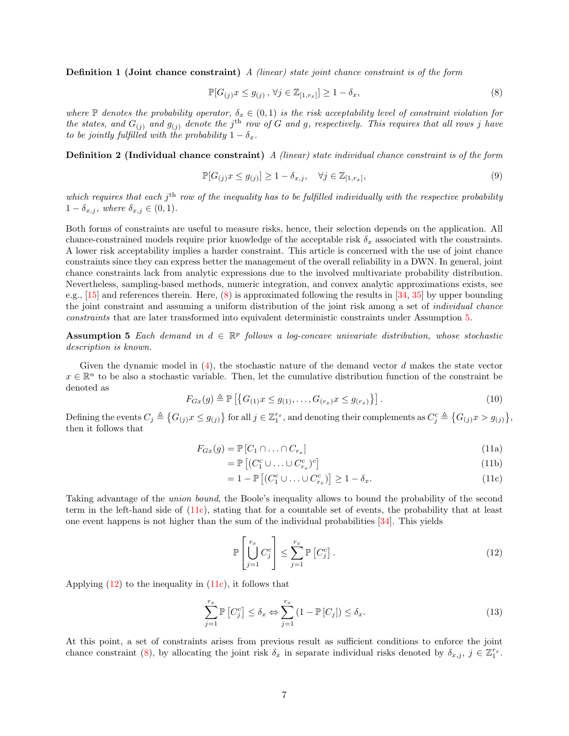**Definition 1 (Joint chance constraint)** *A (linear) state joint chance constraint is of the form*

$$\mathbb{P}[G_{(j)}x \leq g_{(j)}\,,\ \forall j \in \mathbb{Z}_{[1,r_x]}] \geq 1 - \delta_x, \tag{8}$$

*where $\mathbb{P}$ denotes the probability operator, $\delta_x \in (0,1)$ is the risk acceptability level of constraint violation for the states, and $G_{(j)}$ and $g_{(j)}$ denote the $j^{\text{th}}$ row of $G$ and $g$, respectively. This requires that all rows $j$ have to be jointly fulfilled with the probability $1-\delta_x$.*

**Definition 2 (Individual chance constraint)** *A (linear) state individual chance constraint is of the form*

$$\mathbb{P}[G_{(j)}x \leq g_{(j)}] \geq 1 - \delta_{x,j}, \quad \forall j \in \mathbb{Z}_{[1,r_x]}, \tag{9}$$

*which requires that each $j^{\text{th}}$ row of the inequality has to be fulfilled individually with the respective probability $1-\delta_{x,j}$, where $\delta_{x,j} \in (0,1)$.*

Both forms of constraints are useful to measure risks, hence, their selection depends on the application. All chance-constrained models require prior knowledge of the acceptable risk $\delta_x$ associated with the constraints. A lower risk acceptability implies a harder constraint. This article is concerned with the use of joint chance constraints since they can express better the management of the overall reliability in a DWN. In general, joint chance constraints lack from analytic expressions due to the involved multivariate probability distribution. Nevertheless, sampling-based methods, numeric integration, and convex analytic approximations exists, see e.g., [15] and references therein. Here, (8) is approximated following the results in [34, 35] by upper bounding the joint constraint and assuming a uniform distribution of the joint risk among a set of *individual chance constraints* that are later transformed into equivalent deterministic constraints under Assumption 5.

**Assumption 5** *Each demand in $d \in \mathbb{R}^p$ follows a log-concave univariate distribution, whose stochastic description is known.*

Given the dynamic model in (4), the stochastic nature of the demand vector $d$ makes the state vector $x \in \mathbb{R}^n$ to be also a stochastic variable. Then, let the cumulative distribution function of the constraint be denoted as

$$F_{Gx}(g) \triangleq \mathbb{P}\left[\left\{G_{(1)}x \leq g_{(1)}, \ldots, G_{(r_x)}x \leq g_{(r_x)}\right\}\right]. \tag{10}$$

Defining the events $C_j \triangleq \left\{G_{(j)}x \leq g_{(j)}\right\}$ for all $j \in \mathbb{Z}_1^{r_x}$, and denoting their complements as $C_j^c \triangleq \left\{G_{(j)}x > g_{(j)}\right\}$, then it follows that

$$F_{Gx}(g) = \mathbb{P}\left[C_1 \cap \ldots \cap C_{r_x}\right] \tag{11a}$$

$$= \mathbb{P}\left[(C_1^c \cup \ldots \cup C_{r_x}^c)^c\right] \tag{11b}$$

$$= 1 - \mathbb{P}\left[(C_1^c \cup \ldots \cup C_{r_x}^c)\right] \geq 1 - \delta_x. \tag{11c}$$

Taking advantage of the *union bound*, the Boole's inequality allows to bound the probability of the second term in the left-hand side of (11c), stating that for a countable set of events, the probability that at least one event happens is not higher than the sum of the individual probabilities [34]. This yields

$$\mathbb{P}\left[\bigcup_{j=1}^{r_x} C_j^c\right] \leq \sum_{j=1}^{r_x} \mathbb{P}\left[C_j^c\right]. \tag{12}$$

Applying (12) to the inequality in (11c), it follows that

$$\sum_{j=1}^{r_x} \mathbb{P}\left[C_j^c\right] \leq \delta_x \Leftrightarrow \sum_{j=1}^{r_x} \left(1 - \mathbb{P}\left[C_j\right]\right) \leq \delta_x. \tag{13}$$

At this point, a set of constraints arises from previous result as sufficient conditions to enforce the joint chance constraint (8), by allocating the joint risk $\delta_x$ in separate individual risks denoted by $\delta_{x,j}$, $j \in \mathbb{Z}_1^{r_x}$.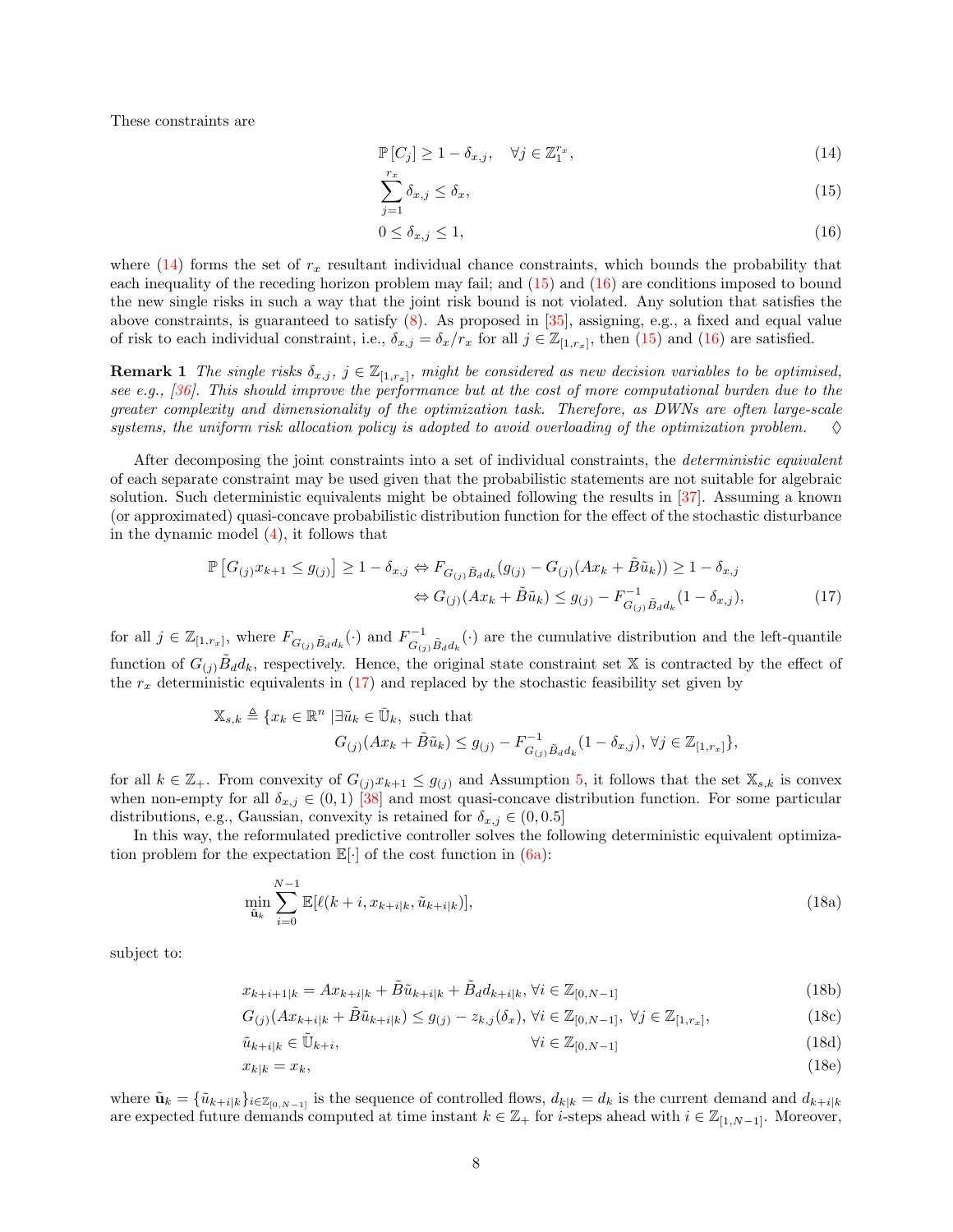These constraints are

$$\mathbb{P}\left[C_j\right] \geq 1 - \delta_{x,j}, \quad \forall j \in \mathbb{Z}_1^{r_x}, \tag{14}$$

$$\sum_{j=1}^{r_x} \delta_{x,j} \leq \delta_x, \tag{15}$$

$$0 \leq \delta_{x,j} \leq 1, \tag{16}$$

where (14) forms the set of $r_x$ resultant individual chance constraints, which bounds the probability that each inequality of the receding horizon problem may fail; and (15) and (16) are conditions imposed to bound the new single risks in such a way that the joint risk bound is not violated. Any solution that satisfies the above constraints, is guaranteed to satisfy (8). As proposed in [35], assigning, e.g., a fixed and equal value of risk to each individual constraint, i.e., $\delta_{x,j} = \delta_x / r_x$ for all $j \in \mathbb{Z}_{[1,r_x]}$, then (15) and (16) are satisfied.

**Remark 1** *The single risks $\delta_{x,j}$, $j \in \mathbb{Z}_{[1,r_x]}$, might be considered as new decision variables to be optimised, see e.g., [36]. This should improve the performance but at the cost of more computational burden due to the greater complexity and dimensionality of the optimization task. Therefore, as DWNs are often large-scale systems, the uniform risk allocation policy is adopted to avoid overloading of the optimization problem.* $\diamond$

After decomposing the joint constraints into a set of individual constraints, the *deterministic equivalent* of each separate constraint may be used given that the probabilistic statements are not suitable for algebraic solution. Such deterministic equivalents might be obtained following the results in [37]. Assuming a known (or approximated) quasi-concave probabilistic distribution function for the effect of the stochastic disturbance in the dynamic model (4), it follows that

$$\begin{aligned}\mathbb{P}\left[G_{(j)} x_{k+1} \leq g_{(j)}\right] \geq 1 - \delta_{x,j} &\Leftrightarrow F_{G_{(j)} \tilde{B}_d d_k}(g_{(j)} - G_{(j)}(A x_k + \tilde{B} \tilde{u}_k)) \geq 1 - \delta_{x,j} \\ &\Leftrightarrow G_{(j)}(A x_k + \tilde{B} \tilde{u}_k) \leq g_{(j)} - F^{-1}_{G_{(j)} \tilde{B}_d d_k}(1 - \delta_{x,j}),\end{aligned} \tag{17}$$

for all $j \in \mathbb{Z}_{[1,r_x]}$, where $F_{G_{(j)} \tilde{B}_d d_k}(\cdot)$ and $F^{-1}_{G_{(j)} \tilde{B}_d d_k}(\cdot)$ are the cumulative distribution and the left-quantile function of $G_{(j)} \tilde{B}_d d_k$, respectively. Hence, the original state constraint set $\mathbb{X}$ is contracted by the effect of the $r_x$ deterministic equivalents in (17) and replaced by the stochastic feasibility set given by

$$\begin{aligned}\mathbb{X}_{s,k} \triangleq \{x_k \in \mathbb{R}^n \mid &\exists \tilde{u}_k \in \bar{\mathbb{U}}_k, \text{ such that} \\ &G_{(j)}(A x_k + \tilde{B} \tilde{u}_k) \leq g_{(j)} - F^{-1}_{G_{(j)} \tilde{B}_d d_k}(1 - \delta_{x,j}), \, \forall j \in \mathbb{Z}_{[1,r_x]}\},\end{aligned}$$

for all $k \in \mathbb{Z}_+$. From convexity of $G_{(j)} x_{k+1} \leq g_{(j)}$ and Assumption 5, it follows that the set $\mathbb{X}_{s,k}$ is convex when non-empty for all $\delta_{x,j} \in (0,1)$ [38] and most quasi-concave distribution function. For some particular distributions, e.g., Gaussian, convexity is retained for $\delta_{x,j} \in (0, 0.5]$

In this way, the reformulated predictive controller solves the following deterministic equivalent optimization problem for the expectation $\mathbb{E}[\cdot]$ of the cost function in (6a):

$$\min_{\tilde{\mathbf{u}}_k} \sum_{i=0}^{N-1} \mathbb{E}[\ell(k+i, x_{k+i|k}, \tilde{u}_{k+i|k})], \tag{18a}$$

subject to:

$$x_{k+i+1|k} = A x_{k+i|k} + \tilde{B} \tilde{u}_{k+i|k} + \tilde{B}_d d_{k+i|k}, \, \forall i \in \mathbb{Z}_{[0,N-1]} \tag{18b}$$

$$G_{(j)}(A x_{k+i|k} + \tilde{B} \tilde{u}_{k+i|k}) \leq g_{(j)} - z_{k,j}(\delta_x), \, \forall i \in \mathbb{Z}_{[0,N-1]}, \; \forall j \in \mathbb{Z}_{[1,r_x]}, \tag{18c}$$

$$\tilde{u}_{k+i|k} \in \tilde{\mathbb{U}}_{k+i}, \qquad \forall i \in \mathbb{Z}_{[0,N-1]} \tag{18d}$$

$$x_{k|k} = x_k, \tag{18e}$$

where $\tilde{\mathbf{u}}_k = \{\tilde{u}_{k+i|k}\}_{i \in \mathbb{Z}_{[0,N-1]}}$ is the sequence of controlled flows, $d_{k|k} = d_k$ is the current demand and $d_{k+i|k}$ are expected future demands computed at time instant $k \in \mathbb{Z}_+$ for $i$-steps ahead with $i \in \mathbb{Z}_{[1,N-1]}$. Moreover,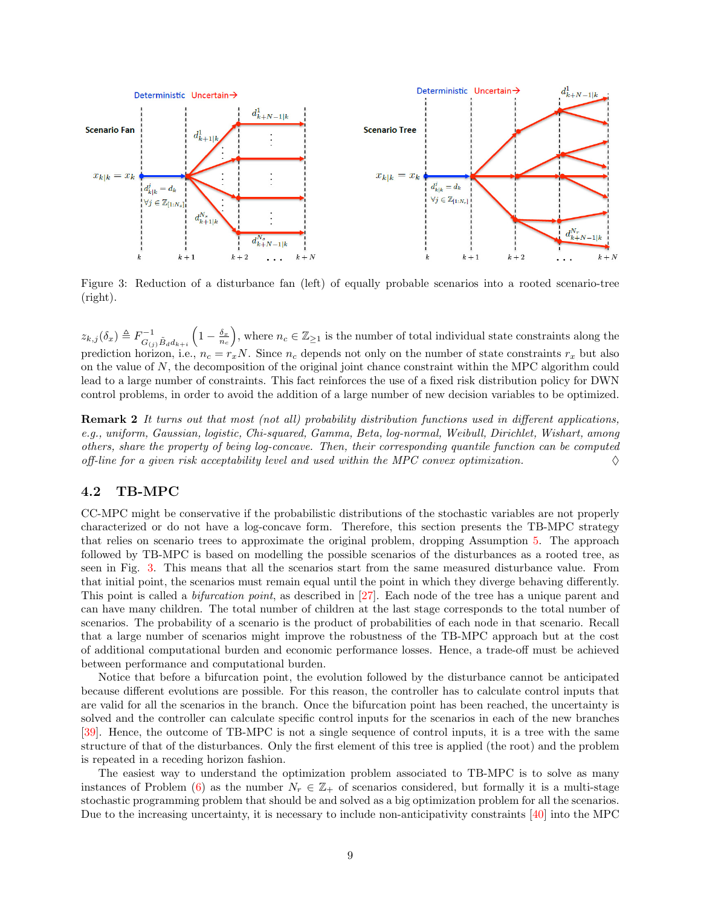Deterministic Uncertain→

Scenario Fan

$x_{k|k} = x_k$

$d^j_{k|k} = d_k$

$\forall j \in \mathbb{Z}_{[1:N_s]}$

$d^1_{k+1|k}$

$d^{N_s}_{k+1|k}$

$d^1_{k+N-1|k}$

$d^{N_s}_{k+N-1|k}$

$k$ $k+1$ $k+2$ ... $k+N$

Deterministic Uncertain→

Scenario Tree

$x_{k|k} = x_k$

$d^j_{k|k} = d_k$

$\forall j \in \mathbb{Z}_{[1:N_r]}$

$d^1_{k+N-1|k}$

$d^{N_r}_{k+N-1|k}$

$k$ $k+1$ $k+2$ ... $k+N$

Figure 3: Reduction of a disturbance fan (left) of equally probable scenarios into a rooted scenario-tree (right).

$z_{k,j}(\delta_x) \triangleq F^{-1}_{G_{(j)}\tilde{B}_d d_{k+i}}\left(1 - \frac{\delta_x}{n_c}\right)$, where $n_c \in \mathbb{Z}_{\geq 1}$ is the number of total individual state constraints along the prediction horizon, i.e., $n_c = r_x N$. Since $n_c$ depends not only on the number of state constraints $r_x$ but also on the value of $N$, the decomposition of the original joint chance constraint within the MPC algorithm could lead to a large number of constraints. This fact reinforces the use of a fixed risk distribution policy for DWN control problems, in order to avoid the addition of a large number of new decision variables to be optimized.

**Remark 2** *It turns out that most (not all) probability distribution functions used in different applications, e.g., uniform, Gaussian, logistic, Chi-squared, Gamma, Beta, log-normal, Weibull, Dirichlet, Wishart, among others, share the property of being log-concave. Then, their corresponding quantile function can be computed off-line for a given risk acceptability level and used within the MPC convex optimization.* ◊

## 4.2 TB-MPC

CC-MPC might be conservative if the probabilistic distributions of the stochastic variables are not properly characterized or do not have a log-concave form. Therefore, this section presents the TB-MPC strategy that relies on scenario trees to approximate the original problem, dropping Assumption 5. The approach followed by TB-MPC is based on modelling the possible scenarios of the disturbances as a rooted tree, as seen in Fig. 3. This means that all the scenarios start from the same measured disturbance value. From that initial point, the scenarios must remain equal until the point in which they diverge behaving differently. This point is called a *bifurcation point*, as described in [27]. Each node of the tree has a unique parent and can have many children. The total number of children at the last stage corresponds to the total number of scenarios. The probability of a scenario is the product of probabilities of each node in that scenario. Recall that a large number of scenarios might improve the robustness of the TB-MPC approach but at the cost of additional computational burden and economic performance losses. Hence, a trade-off must be achieved between performance and computational burden.

Notice that before a bifurcation point, the evolution followed by the disturbance cannot be anticipated because different evolutions are possible. For this reason, the controller has to calculate control inputs that are valid for all the scenarios in the branch. Once the bifurcation point has been reached, the uncertainty is solved and the controller can calculate specific control inputs for the scenarios in each of the new branches [39]. Hence, the outcome of TB-MPC is not a single sequence of control inputs, it is a tree with the same structure of that of the disturbances. Only the first element of this tree is applied (the root) and the problem is repeated in a receding horizon fashion.

The easiest way to understand the optimization problem associated to TB-MPC is to solve as many instances of Problem (6) as the number $N_r \in \mathbb{Z}_+$ of scenarios considered, but formally it is a multi-stage stochastic programming problem that should be and solved as a big optimization problem for all the scenarios. Due to the increasing uncertainty, it is necessary to include non-anticipativity constraints [40] into the MPC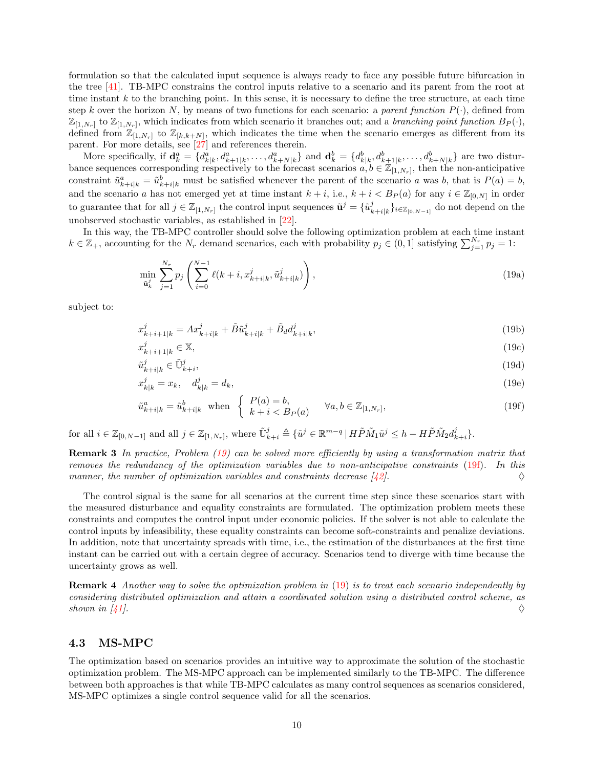formulation so that the calculated input sequence is always ready to face any possible future bifurcation in the tree [41]. TB-MPC constrains the control inputs relative to a scenario and its parent from the root at time instant $k$ to the branching point. In this sense, it is necessary to define the tree structure, at each time step $k$ over the horizon $N$, by means of two functions for each scenario: a *parent function* $P(\cdot)$, defined from $\mathbb{Z}_{[1,N_r]}$ to $\mathbb{Z}_{[1,N_r]}$, which indicates from which scenario it branches out; and a *branching point function* $B_P(\cdot)$, defined from $\mathbb{Z}_{[1,N_r]}$ to $\mathbb{Z}_{[k,k+N]}$, which indicates the time when the scenario emerges as different from its parent. For more details, see [27] and references therein.

More specifically, if $\mathbf{d}_k^a = \{d^a_{k|k}, d^a_{k+1|k}, \ldots, d^a_{k+N|k}\}$ and $\mathbf{d}_k^b = \{d^b_{k|k}, d^b_{k+1|k}, \ldots, d^b_{k+N|k}\}$ are two disturbance sequences corresponding respectively to the forecast scenarios $a, b \in \mathbb{Z}_{[1,N_r]}$, then the non-anticipative constraint $\tilde{u}^a_{k+i|k} = \tilde{u}^b_{k+i|k}$ must be satisfied whenever the parent of the scenario $a$ was $b$, that is $P(a) = b$, and the scenario $a$ has not emerged yet at time instant $k+i$, i.e., $k + i < B_P(a)$ for any $i \in \mathbb{Z}_{[0,N]}$ in order to guarantee that for all $j \in \mathbb{Z}_{[1,N_r]}$ the control input sequences $\tilde{\mathbf{u}}^j = \{\tilde{u}^j_{k+i|k}\}_{i\in\mathbb{Z}_{[0,N-1]}}$ do not depend on the unobserved stochastic variables, as established in [22].

In this way, the TB-MPC controller should solve the following optimization problem at each time instant $k \in \mathbb{Z}_+$, accounting for the $N_r$ demand scenarios, each with probability $p_j \in (0, 1]$ satisfying $\sum_{j=1}^{N_r} p_j = 1$:

$$\min_{\tilde{\mathbf{u}}_k^j} \sum_{j=1}^{N_r} p_j \left( \sum_{i=0}^{N-1} \ell(k+i, x^j_{k+i|k}, \tilde{u}^j_{k+i|k}) \right), \tag{19a}$$

subject to:

$$x^j_{k+i+1|k} = A x^j_{k+i|k} + \tilde{B}\tilde{u}^j_{k+i|k} + \tilde{B}_d d^j_{k+i|k}, \tag{19b}$$

$$x^j_{k+i+1|k} \in \mathbb{X}, \tag{19c}$$

$$\tilde{u}^j_{k+i|k} \in \tilde{\mathbb{U}}^j_{k+i}, \tag{19d}$$

$$x^j_{k|k} = x_k, \quad d^j_{k|k} = d_k, \tag{19e}$$

$$\tilde{u}^a_{k+i|k} = \tilde{u}^b_{k+i|k} \;\text{ when }\; \begin{cases} P(a) = b, \\ k+i < B_P(a) \end{cases} \quad \forall a, b \in \mathbb{Z}_{[1,N_r]}, \tag{19f}$$

for all $i \in \mathbb{Z}_{[0,N-1]}$ and all $j \in \mathbb{Z}_{[1,N_r]}$, where $\tilde{\mathbb{U}}^j_{k+i} \triangleq \{\tilde{u}^j \in \mathbb{R}^{m-q} \,|\, H\tilde{P}\tilde{M}_1\tilde{u}^j \leq h - H\tilde{P}\tilde{M}_2 d^j_{k+i}\}$.

**Remark 3** *In practice, Problem (19) can be solved more efficiently by using a transformation matrix that removes the redundancy of the optimization variables due to non-anticipative constraints* (19f). *In this manner, the number of optimization variables and constraints decrease [42].* ♢

The control signal is the same for all scenarios at the current time step since these scenarios start with the measured disturbance and equality constraints are formulated. The optimization problem meets these constraints and computes the control input under economic policies. If the solver is not able to calculate the control inputs by infeasibility, these equality constraints can become soft-constraints and penalize deviations. In addition, note that uncertainty spreads with time, i.e., the estimation of the disturbances at the first time instant can be carried out with a certain degree of accuracy. Scenarios tend to diverge with time because the uncertainty grows as well.

**Remark 4** *Another way to solve the optimization problem in* (19) *is to treat each scenario independently by considering distributed optimization and attain a coordinated solution using a distributed control scheme, as shown in [41].* ♢

### 4.3 MS-MPC

The optimization based on scenarios provides an intuitive way to approximate the solution of the stochastic optimization problem. The MS-MPC approach can be implemented similarly to the TB-MPC. The difference between both approaches is that while TB-MPC calculates as many control sequences as scenarios considered, MS-MPC optimizes a single control sequence valid for all the scenarios.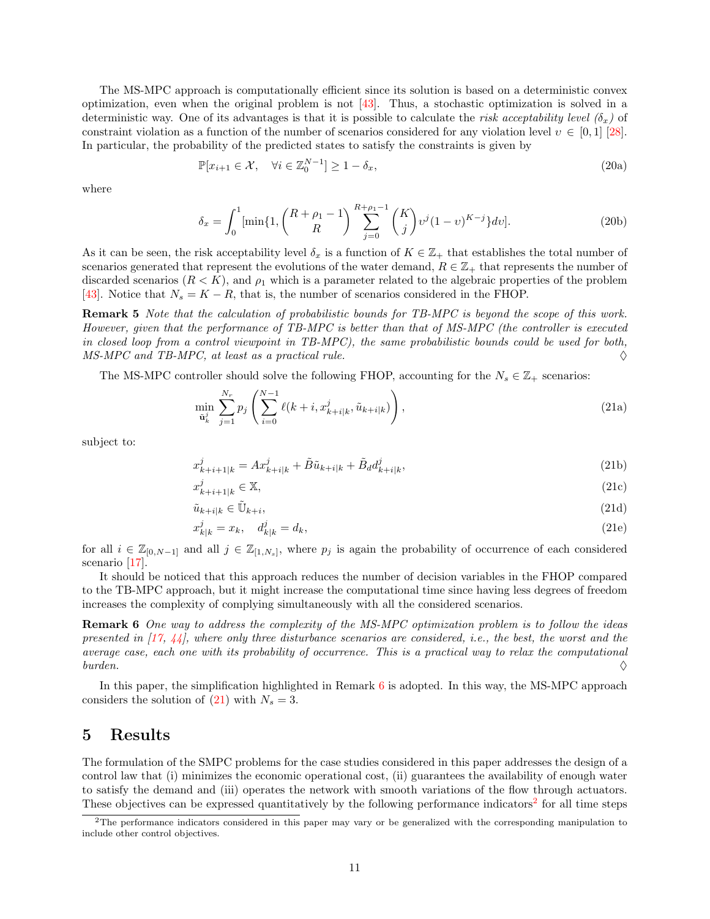The MS-MPC approach is computationally efficient since its solution is based on a deterministic convex optimization, even when the original problem is not [43]. Thus, a stochastic optimization is solved in a deterministic way. One of its advantages is that it is possible to calculate the *risk acceptability level ($\delta_x$)* of constraint violation as a function of the number of scenarios considered for any violation level $\upsilon \in [0, 1]$ [28]. In particular, the probability of the predicted states to satisfy the constraints is given by

$$\mathbb{P}[x_{i+1} \in \mathcal{X}, \quad \forall i \in \mathbb{Z}_0^{N-1}] \geq 1 - \delta_x, \tag{20a}$$

where

$$\delta_x = \int_0^1 [\min\{1, \binom{R+\rho_1-1}{R} \sum_{j=0}^{R+\rho_1-1} \binom{K}{j} \upsilon^j (1-\upsilon)^{K-j}\} d\upsilon]. \tag{20b}$$

As it can be seen, the risk acceptability level $\delta_x$ is a function of $K \in \mathbb{Z}_+$ that establishes the total number of scenarios generated that represent the evolutions of the water demand, $R \in \mathbb{Z}_+$ that represents the number of discarded scenarios ($R < K$), and $\rho_1$ which is a parameter related to the algebraic properties of the problem [43]. Notice that $N_s = K - R$, that is, the number of scenarios considered in the FHOP.

**Remark 5** *Note that the calculation of probabilistic bounds for TB-MPC is beyond the scope of this work. However, given that the performance of TB-MPC is better than that of MS-MPC (the controller is executed in closed loop from a control viewpoint in TB-MPC), the same probabilistic bounds could be used for both, MS-MPC and TB-MPC, at least as a practical rule.* ♢

The MS-MPC controller should solve the following FHOP, accounting for the $N_s \in \mathbb{Z}_+$ scenarios:

$$\min_{\tilde{\mathbf{u}}_k^j} \sum_{j=1}^{N_r} p_j \left( \sum_{i=0}^{N-1} \ell(k+i, x_{k+i|k}^j, \tilde{u}_{k+i|k}) \right), \tag{21a}$$

subject to:

$$x_{k+i+1|k}^j = A x_{k+i|k}^j + \tilde{B} \tilde{u}_{k+i|k} + \tilde{B}_d d_{k+i|k}^j, \tag{21b}$$

$$x_{k+i+1|k}^j \in \mathbb{X}, \tag{21c}$$

$$\tilde{u}_{k+i|k} \in \tilde{\mathbb{U}}_{k+i}, \tag{21d}$$

$$x_{k|k}^j = x_k, \quad d_{k|k}^j = d_k, \tag{21e}$$

for all $i \in \mathbb{Z}_{[0,N-1]}$ and all $j \in \mathbb{Z}_{[1,N_s]}$, where $p_j$ is again the probability of occurrence of each considered scenario [17].

It should be noticed that this approach reduces the number of decision variables in the FHOP compared to the TB-MPC approach, but it might increase the computational time since having less degrees of freedom increases the complexity of complying simultaneously with all the considered scenarios.

**Remark 6** *One way to address the complexity of the MS-MPC optimization problem is to follow the ideas presented in [17, 44], where only three disturbance scenarios are considered, i.e., the best, the worst and the average case, each one with its probability of occurrence. This is a practical way to relax the computational burden.* ♢

In this paper, the simplification highlighted in Remark 6 is adopted. In this way, the MS-MPC approach considers the solution of (21) with $N_s = 3$.

# 5 Results

The formulation of the SMPC problems for the case studies considered in this paper addresses the design of a control law that (i) minimizes the economic operational cost, (ii) guarantees the availability of enough water to satisfy the demand and (iii) operates the network with smooth variations of the flow through actuators. These objectives can be expressed quantitatively by the following performance indicators[2] for all time steps

[2]The performance indicators considered in this paper may vary or be generalized with the corresponding manipulation to include other control objectives.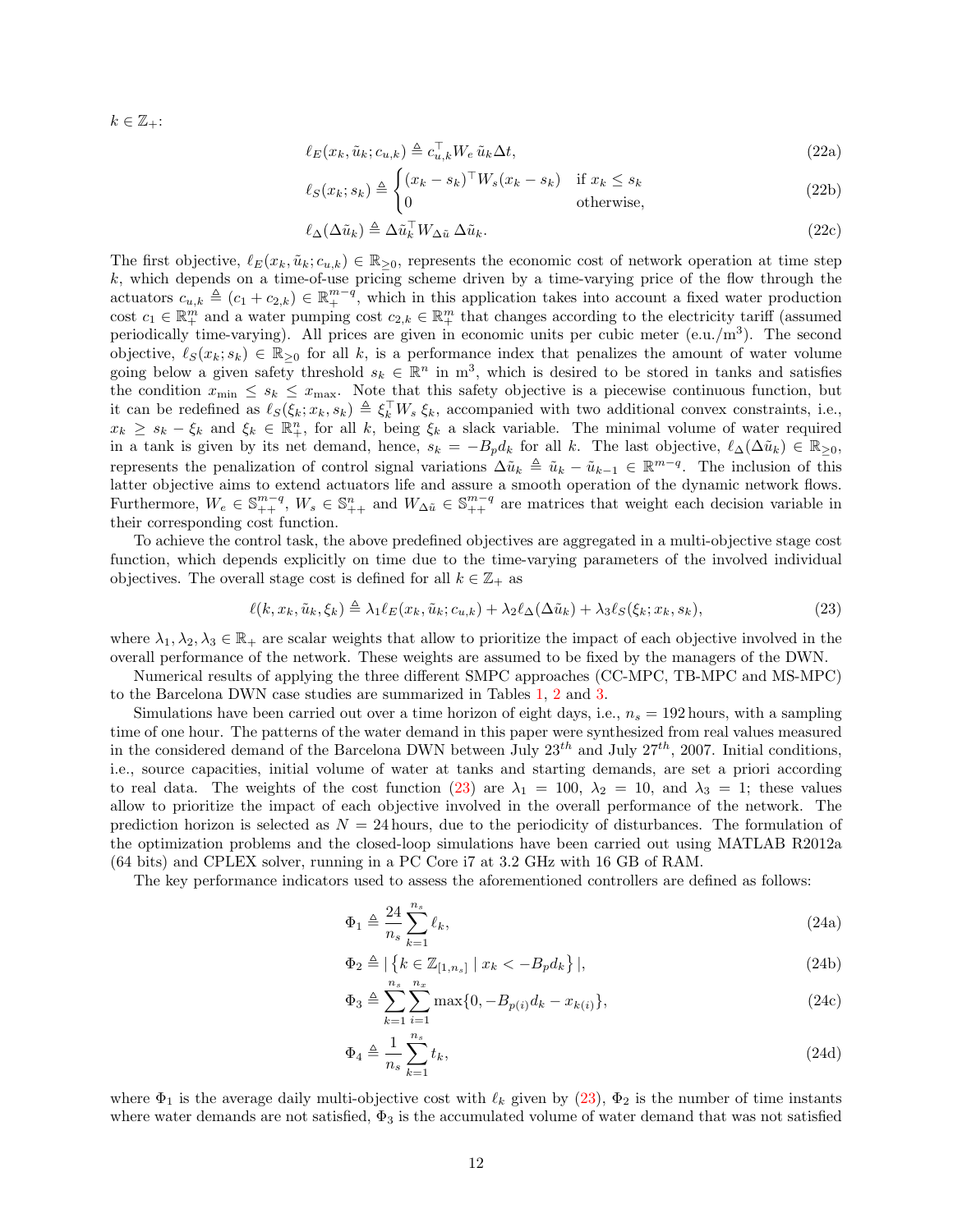$k \in \mathbb{Z}_+$:

$$\ell_E(x_k, \tilde{u}_k; c_{u,k}) \triangleq c_{u,k}^\top W_e \, \tilde{u}_k \Delta t, \tag{22a}$$

$$\ell_S(x_k; s_k) \triangleq \begin{cases} (x_k - s_k)^\top W_s (x_k - s_k) & \text{if } x_k \leq s_k \\ 0 & \text{otherwise,} \end{cases} \tag{22b}$$

$$\ell_\Delta(\Delta\tilde{u}_k) \triangleq \Delta\tilde{u}_k^\top W_{\Delta\tilde{u}} \, \Delta\tilde{u}_k. \tag{22c}$$

The first objective, $\ell_E(x_k, \tilde{u}_k; c_{u,k}) \in \mathbb{R}_{\geq 0}$, represents the economic cost of network operation at time step $k$, which depends on a time-of-use pricing scheme driven by a time-varying price of the flow through the actuators $c_{u,k} \triangleq (c_1 + c_{2,k}) \in \mathbb{R}_+^{m-q}$, which in this application takes into account a fixed water production cost $c_1 \in \mathbb{R}_+^m$ and a water pumping cost $c_{2,k} \in \mathbb{R}_+^m$ that changes according to the electricity tariff (assumed periodically time-varying). All prices are given in economic units per cubic meter (e.u./m$^3$). The second objective, $\ell_S(x_k; s_k) \in \mathbb{R}_{\geq 0}$ for all $k$, is a performance index that penalizes the amount of water volume going below a given safety threshold $s_k \in \mathbb{R}^n$ in m$^3$, which is desired to be stored in tanks and satisfies the condition $x_{\min} \leq s_k \leq x_{\max}$. Note that this safety objective is a piecewise continuous function, but it can be redefined as $\ell_S(\xi_k; x_k, s_k) \triangleq \xi_k^\top W_s \, \xi_k$, accompanied with two additional convex constraints, i.e., $x_k \geq s_k - \xi_k$ and $\xi_k \in \mathbb{R}_+^n$, for all $k$, being $\xi_k$ a slack variable. The minimal volume of water required in a tank is given by its net demand, hence, $s_k = -B_p d_k$ for all $k$. The last objective, $\ell_\Delta(\Delta\tilde{u}_k) \in \mathbb{R}_{\geq 0}$, represents the penalization of control signal variations $\Delta\tilde{u}_k \triangleq \tilde{u}_k - \tilde{u}_{k-1} \in \mathbb{R}^{m-q}$. The inclusion of this latter objective aims to extend actuators life and assure a smooth operation of the dynamic network flows. Furthermore, $W_e \in \mathbb{S}_{++}^{m-q}$, $W_s \in \mathbb{S}_{++}^n$ and $W_{\Delta\tilde{u}} \in \mathbb{S}_{++}^{m-q}$ are matrices that weight each decision variable in their corresponding cost function.

To achieve the control task, the above predefined objectives are aggregated in a multi-objective stage cost function, which depends explicitly on time due to the time-varying parameters of the involved individual objectives. The overall stage cost is defined for all $k \in \mathbb{Z}_+$ as

$$\ell(k, x_k, \tilde{u}_k, \xi_k) \triangleq \lambda_1 \ell_E(x_k, \tilde{u}_k; c_{u,k}) + \lambda_2 \ell_\Delta(\Delta\tilde{u}_k) + \lambda_3 \ell_S(\xi_k; x_k, s_k), \tag{23}$$

where $\lambda_1, \lambda_2, \lambda_3 \in \mathbb{R}_+$ are scalar weights that allow to prioritize the impact of each objective involved in the overall performance of the network. These weights are assumed to be fixed by the managers of the DWN.

Numerical results of applying the three different SMPC approaches (CC-MPC, TB-MPC and MS-MPC) to the Barcelona DWN case studies are summarized in Tables 1, 2 and 3.

Simulations have been carried out over a time horizon of eight days, i.e., $n_s = 192$ hours, with a sampling time of one hour. The patterns of the water demand in this paper were synthesized from real values measured in the considered demand of the Barcelona DWN between July 23$^{th}$ and July 27$^{th}$, 2007. Initial conditions, i.e., source capacities, initial volume of water at tanks and starting demands, are set a priori according to real data. The weights of the cost function (23) are $\lambda_1 = 100$, $\lambda_2 = 10$, and $\lambda_3 = 1$; these values allow to prioritize the impact of each objective involved in the overall performance of the network. The prediction horizon is selected as $N = 24$ hours, due to the periodicity of disturbances. The formulation of the optimization problems and the closed-loop simulations have been carried out using MATLAB R2012a (64 bits) and CPLEX solver, running in a PC Core i7 at 3.2 GHz with 16 GB of RAM.

The key performance indicators used to assess the aforementioned controllers are defined as follows:

$$\Phi_1 \triangleq \frac{24}{n_s} \sum_{k=1}^{n_s} \ell_k, \tag{24a}$$

$$\Phi_2 \triangleq |\left\{ k \in \mathbb{Z}_{[1,n_s]} \mid x_k < -B_p d_k \right\}|, \tag{24b}$$

$$\Phi_3 \triangleq \sum_{k=1}^{n_s} \sum_{i=1}^{n_x} \max\{0, -B_{p(i)} d_k - x_{k(i)}\}, \tag{24c}$$

$$\Phi_4 \triangleq \frac{1}{n_s} \sum_{k=1}^{n_s} t_k, \tag{24d}$$

where $\Phi_1$ is the average daily multi-objective cost with $\ell_k$ given by (23), $\Phi_2$ is the number of time instants where water demands are not satisfied, $\Phi_3$ is the accumulated volume of water demand that was not satisfied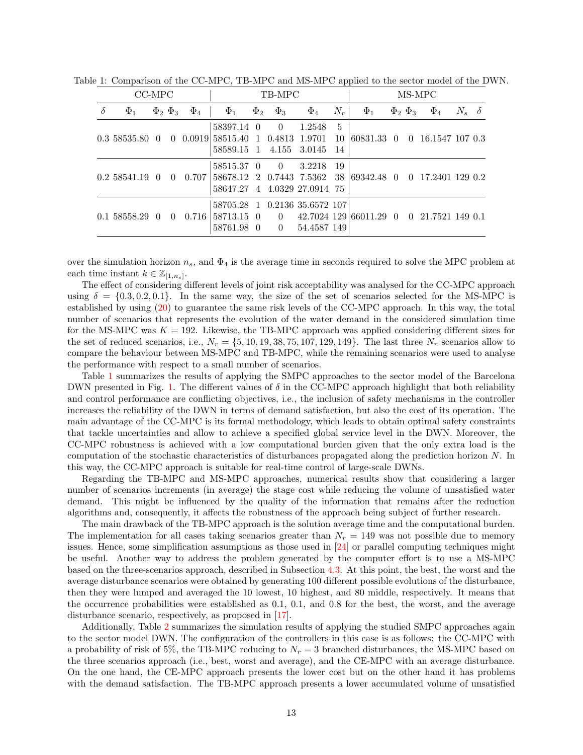Table 1: Comparison of the CC-MPC, TB-MPC and MS-MPC applied to the sector model of the DWN.

| CC-MPC | | | | | TB-MPC | | | | | MS-MPC | | | | | |
|---|---|---|---|---|---|---|---|---|---|---|---|---|---|---|---|
| $\delta$ | $\Phi_1$ | $\Phi_2$ | $\Phi_3$ | $\Phi_4$ | $\Phi_1$ | $\Phi_2$ | $\Phi_3$ | $\Phi_4$ | $N_r$ | $\Phi_1$ | $\Phi_2$ | $\Phi_3$ | $\Phi_4$ | $N_s$ | $\delta$ |
| | | | | | 58397.14 | 0 | 0 | 1.2548 | 5 | | | | | | |
| 0.3 | 58535.80 | 0 | 0 | 0.0919 | 58515.40 | 1 | 0.4813 | 1.9701 | 10 | 60831.33 | 0 | 0 | 16.1547 | 107 | 0.3 |
| | | | | | 58589.15 | 1 | 4.155 | 3.0145 | 14 | | | | | | |
| | | | | | 58515.37 | 0 | 0 | 3.2218 | 19 | | | | | | |
| 0.2 | 58541.19 | 0 | 0 | 0.707 | 58678.12 | 2 | 0.7443 | 7.5362 | 38 | 69342.48 | 0 | 0 | 17.2401 | 129 | 0.2 |
| | | | | | 58647.27 | 4 | 4.0329 | 27.0914 | 75 | | | | | | |
| | | | | | 58705.28 | 1 | 0.2136 | 35.6572 | 107 | | | | | | |
| 0.1 | 58558.29 | 0 | 0 | 0.716 | 58713.15 | 0 | 0 | 42.7024 | 129 | 66011.29 | 0 | 0 | 21.7521 | 149 | 0.1 |
| | | | | | 58761.98 | 0 | 0 | 54.4587 | 149 | | | | | | |

over the simulation horizon $n_s$, and $\Phi_4$ is the average time in seconds required to solve the MPC problem at each time instant $k \in \mathbb{Z}_{[1,n_s]}$.

The effect of considering different levels of joint risk acceptability was analysed for the CC-MPC approach using $\delta = \{0.3, 0.2, 0.1\}$. In the same way, the size of the set of scenarios selected for the MS-MPC is established by using (20) to guarantee the same risk levels of the CC-MPC approach. In this way, the total number of scenarios that represents the evolution of the water demand in the considered simulation time for the MS-MPC was $K = 192$. Likewise, the TB-MPC approach was applied considering different sizes for the set of reduced scenarios, i.e., $N_r = \{5, 10, 19, 38, 75, 107, 129, 149\}$. The last three $N_r$ scenarios allow to compare the behaviour between MS-MPC and TB-MPC, while the remaining scenarios were used to analyse the performance with respect to a small number of scenarios.

Table 1 summarizes the results of applying the SMPC approaches to the sector model of the Barcelona DWN presented in Fig. 1. The different values of $\delta$ in the CC-MPC approach highlight that both reliability and control performance are conflicting objectives, i.e., the inclusion of safety mechanisms in the controller increases the reliability of the DWN in terms of demand satisfaction, but also the cost of its operation. The main advantage of the CC-MPC is its formal methodology, which leads to obtain optimal safety constraints that tackle uncertainties and allow to achieve a specified global service level in the DWN. Moreover, the CC-MPC robustness is achieved with a low computational burden given that the only extra load is the computation of the stochastic characteristics of disturbances propagated along the prediction horizon $N$. In this way, the CC-MPC approach is suitable for real-time control of large-scale DWNs.

Regarding the TB-MPC and MS-MPC approaches, numerical results show that considering a larger number of scenarios increments (in average) the stage cost while reducing the volume of unsatisfied water demand. This might be influenced by the quality of the information that remains after the reduction algorithms and, consequently, it affects the robustness of the approach being subject of further research.

The main drawback of the TB-MPC approach is the solution average time and the computational burden. The implementation for all cases taking scenarios greater than $N_r = 149$ was not possible due to memory issues. Hence, some simplification assumptions as those used in [24] or parallel computing techniques might be useful. Another way to address the problem generated by the computer effort is to use a MS-MPC based on the three-scenarios approach, described in Subsection 4.3. At this point, the best, the worst and the average disturbance scenarios were obtained by generating 100 different possible evolutions of the disturbance, then they were lumped and averaged the 10 lowest, 10 highest, and 80 middle, respectively. It means that the occurrence probabilities were established as 0.1, 0.1, and 0.8 for the best, the worst, and the average disturbance scenario, respectively, as proposed in [17].

Additionally, Table 2 summarizes the simulation results of applying the studied SMPC approaches again to the sector model DWN. The configuration of the controllers in this case is as follows: the CC-MPC with a probability of risk of 5%, the TB-MPC reducing to $N_r = 3$ branched disturbances, the MS-MPC based on the three scenarios approach (i.e., best, worst and average), and the CE-MPC with an average disturbance. On the one hand, the CE-MPC approach presents the lower cost but on the other hand it has problems with the demand satisfaction. The TB-MPC approach presents a lower accumulated volume of unsatisfied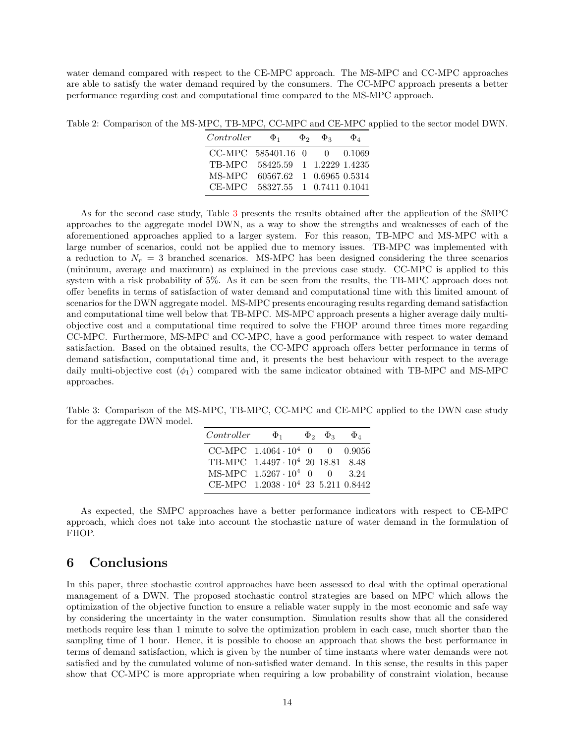water demand compared with respect to the CE-MPC approach. The MS-MPC and CC-MPC approaches are able to satisfy the water demand required by the consumers. The CC-MPC approach presents a better performance regarding cost and computational time compared to the MS-MPC approach.

Table 2: Comparison of the MS-MPC, TB-MPC, CC-MPC and CE-MPC applied to the sector model DWN.

| *Controller* | $\Phi_1$ | $\Phi_2$ | $\Phi_3$ | $\Phi_4$ |
|---|---|---|---|---|
| CC-MPC | 585401.16 | 0 | 0 | 0.1069 |
| TB-MPC | 58425.59 | 1 | 1.2229 | 1.4235 |
| MS-MPC | 60567.62 | 1 | 0.6965 | 0.5314 |
| CE-MPC | 58327.55 | 1 | 0.7411 | 0.1041 |

As for the second case study, Table 3 presents the results obtained after the application of the SMPC approaches to the aggregate model DWN, as a way to show the strengths and weaknesses of each of the aforementioned approaches applied to a larger system. For this reason, TB-MPC and MS-MPC with a large number of scenarios, could not be applied due to memory issues. TB-MPC was implemented with a reduction to $N_r = 3$ branched scenarios. MS-MPC has been designed considering the three scenarios (minimum, average and maximum) as explained in the previous case study. CC-MPC is applied to this system with a risk probability of 5%. As it can be seen from the results, the TB-MPC approach does not offer benefits in terms of satisfaction of water demand and computational time with this limited amount of scenarios for the DWN aggregate model. MS-MPC presents encouraging results regarding demand satisfaction and computational time well below that TB-MPC. MS-MPC approach presents a higher average daily multi-objective cost and a computational time required to solve the FHOP around three times more regarding CC-MPC. Furthermore, MS-MPC and CC-MPC, have a good performance with respect to water demand satisfaction. Based on the obtained results, the CC-MPC approach offers better performance in terms of demand satisfaction, computational time and, it presents the best behaviour with respect to the average daily multi-objective cost ($\phi_1$) compared with the same indicator obtained with TB-MPC and MS-MPC approaches.

Table 3: Comparison of the MS-MPC, TB-MPC, CC-MPC and CE-MPC applied to the DWN case study for the aggregate DWN model.

| *Controller* | $\Phi_1$ | $\Phi_2$ | $\Phi_3$ | $\Phi_4$ |
|---|---|---|---|---|
| CC-MPC | $1.4064 \cdot 10^4$ | 0 | 0 | 0.9056 |
| TB-MPC | $1.4497 \cdot 10^4$ | 20 | 18.81 | 8.48 |
| MS-MPC | $1.5267 \cdot 10^4$ | 0 | 0 | 3.24 |
| CE-MPC | $1.2038 \cdot 10^4$ | 23 | 5.211 | 0.8442 |

As expected, the SMPC approaches have a better performance indicators with respect to CE-MPC approach, which does not take into account the stochastic nature of water demand in the formulation of FHOP.

## 6 Conclusions

In this paper, three stochastic control approaches have been assessed to deal with the optimal operational management of a DWN. The proposed stochastic control strategies are based on MPC which allows the optimization of the objective function to ensure a reliable water supply in the most economic and safe way by considering the uncertainty in the water consumption. Simulation results show that all the considered methods require less than 1 minute to solve the optimization problem in each case, much shorter than the sampling time of 1 hour. Hence, it is possible to choose an approach that shows the best performance in terms of demand satisfaction, which is given by the number of time instants where water demands were not satisfied and by the cumulated volume of non-satisfied water demand. In this sense, the results in this paper show that CC-MPC is more appropriate when requiring a low probability of constraint violation, because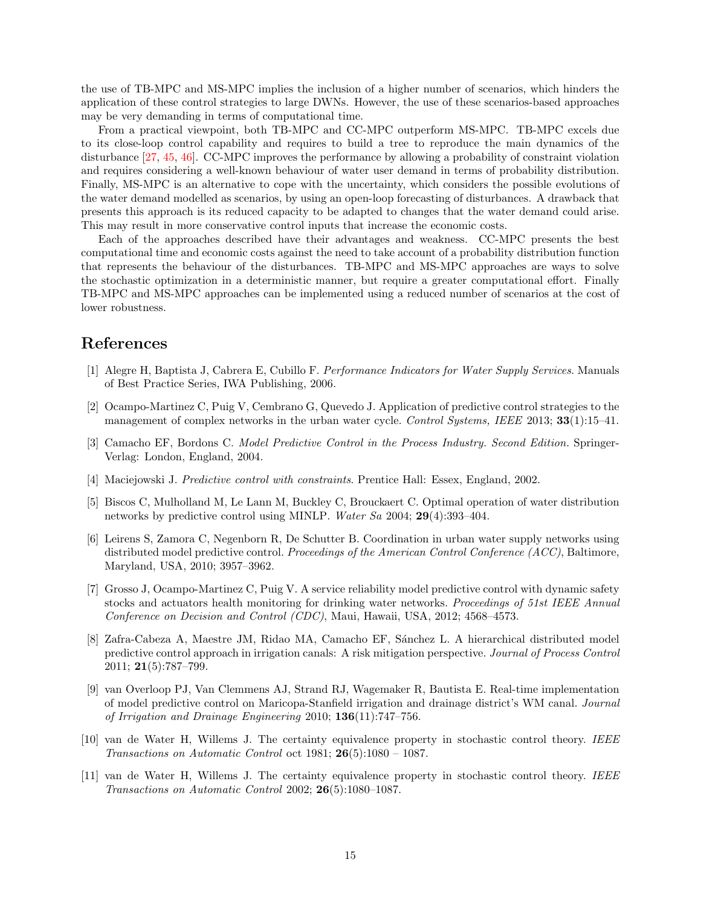the use of TB-MPC and MS-MPC implies the inclusion of a higher number of scenarios, which hinders the application of these control strategies to large DWNs. However, the use of these scenarios-based approaches may be very demanding in terms of computational time.

From a practical viewpoint, both TB-MPC and CC-MPC outperform MS-MPC. TB-MPC excels due to its close-loop control capability and requires to build a tree to reproduce the main dynamics of the disturbance [27, 45, 46]. CC-MPC improves the performance by allowing a probability of constraint violation and requires considering a well-known behaviour of water user demand in terms of probability distribution. Finally, MS-MPC is an alternative to cope with the uncertainty, which considers the possible evolutions of the water demand modelled as scenarios, by using an open-loop forecasting of disturbances. A drawback that presents this approach is its reduced capacity to be adapted to changes that the water demand could arise. This may result in more conservative control inputs that increase the economic costs.

Each of the approaches described have their advantages and weakness. CC-MPC presents the best computational time and economic costs against the need to take account of a probability distribution function that represents the behaviour of the disturbances. TB-MPC and MS-MPC approaches are ways to solve the stochastic optimization in a deterministic manner, but require a greater computational effort. Finally TB-MPC and MS-MPC approaches can be implemented using a reduced number of scenarios at the cost of lower robustness.

## References

[1] Alegre H, Baptista J, Cabrera E, Cubillo F. *Performance Indicators for Water Supply Services*. Manuals of Best Practice Series, IWA Publishing, 2006.

[2] Ocampo-Martinez C, Puig V, Cembrano G, Quevedo J. Application of predictive control strategies to the management of complex networks in the urban water cycle. *Control Systems, IEEE* 2013; **33**(1):15–41.

[3] Camacho EF, Bordons C. *Model Predictive Control in the Process Industry. Second Edition.* Springer-Verlag: London, England, 2004.

[4] Maciejowski J. *Predictive control with constraints*. Prentice Hall: Essex, England, 2002.

[5] Biscos C, Mulholland M, Le Lann M, Buckley C, Brouckaert C. Optimal operation of water distribution networks by predictive control using MINLP. *Water Sa* 2004; **29**(4):393–404.

[6] Leirens S, Zamora C, Negenborn R, De Schutter B. Coordination in urban water supply networks using distributed model predictive control. *Proceedings of the American Control Conference (ACC)*, Baltimore, Maryland, USA, 2010; 3957–3962.

[7] Grosso J, Ocampo-Martinez C, Puig V. A service reliability model predictive control with dynamic safety stocks and actuators health monitoring for drinking water networks. *Proceedings of 51st IEEE Annual Conference on Decision and Control (CDC)*, Maui, Hawaii, USA, 2012; 4568–4573.

[8] Zafra-Cabeza A, Maestre JM, Ridao MA, Camacho EF, Sánchez L. A hierarchical distributed model predictive control approach in irrigation canals: A risk mitigation perspective. *Journal of Process Control* 2011; **21**(5):787–799.

[9] van Overloop PJ, Van Clemmens AJ, Strand RJ, Wagemaker R, Bautista E. Real-time implementation of model predictive control on Maricopa-Stanfield irrigation and drainage district's WM canal. *Journal of Irrigation and Drainage Engineering* 2010; **136**(11):747–756.

[10] van de Water H, Willems J. The certainty equivalence property in stochastic control theory. *IEEE Transactions on Automatic Control* oct 1981; **26**(5):1080 – 1087.

[11] van de Water H, Willems J. The certainty equivalence property in stochastic control theory. *IEEE Transactions on Automatic Control* 2002; **26**(5):1080–1087.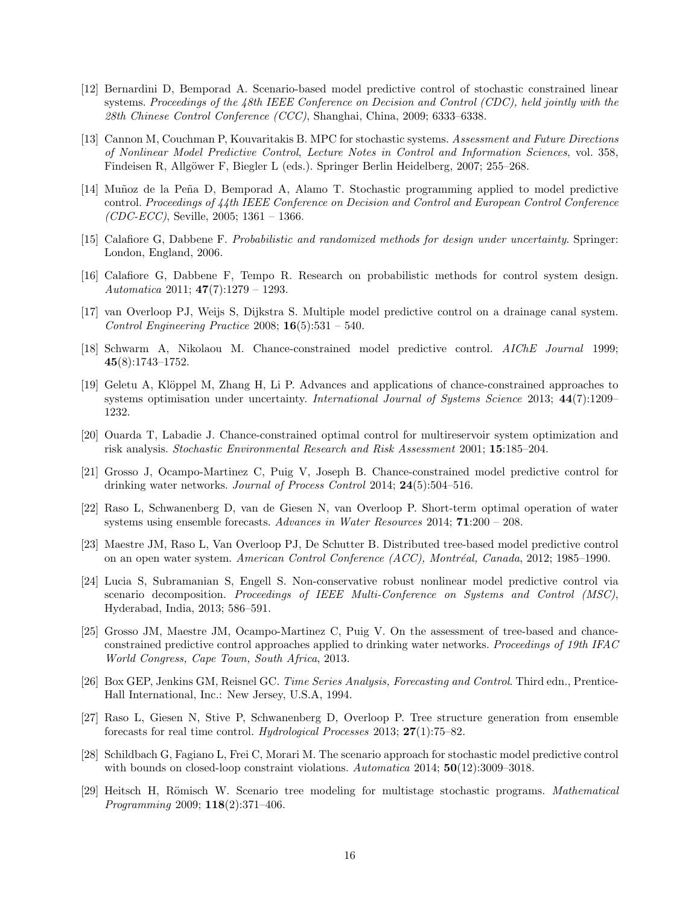[12] Bernardini D, Bemporad A. Scenario-based model predictive control of stochastic constrained linear systems. *Proceedings of the 48th IEEE Conference on Decision and Control (CDC), held jointly with the 28th Chinese Control Conference (CCC)*, Shanghai, China, 2009; 6333–6338.

[13] Cannon M, Couchman P, Kouvaritakis B. MPC for stochastic systems. *Assessment and Future Directions of Nonlinear Model Predictive Control*, *Lecture Notes in Control and Information Sciences*, vol. 358, Findeisen R, Allgöwer F, Biegler L (eds.). Springer Berlin Heidelberg, 2007; 255–268.

[14] Muñoz de la Peña D, Bemporad A, Alamo T. Stochastic programming applied to model predictive control. *Proceedings of 44th IEEE Conference on Decision and Control and European Control Conference (CDC-ECC)*, Seville, 2005; 1361 – 1366.

[15] Calafiore G, Dabbene F. *Probabilistic and randomized methods for design under uncertainty*. Springer: London, England, 2006.

[16] Calafiore G, Dabbene F, Tempo R. Research on probabilistic methods for control system design. *Automatica* 2011; **47**(7):1279 – 1293.

[17] van Overloop PJ, Weijs S, Dijkstra S. Multiple model predictive control on a drainage canal system. *Control Engineering Practice* 2008; **16**(5):531 – 540.

[18] Schwarm A, Nikolaou M. Chance-constrained model predictive control. *AIChE Journal* 1999; **45**(8):1743–1752.

[19] Geletu A, Klöppel M, Zhang H, Li P. Advances and applications of chance-constrained approaches to systems optimisation under uncertainty. *International Journal of Systems Science* 2013; **44**(7):1209–1232.

[20] Ouarda T, Labadie J. Chance-constrained optimal control for multireservoir system optimization and risk analysis. *Stochastic Environmental Research and Risk Assessment* 2001; **15**:185–204.

[21] Grosso J, Ocampo-Martinez C, Puig V, Joseph B. Chance-constrained model predictive control for drinking water networks. *Journal of Process Control* 2014; **24**(5):504–516.

[22] Raso L, Schwanenberg D, van de Giesen N, van Overloop P. Short-term optimal operation of water systems using ensemble forecasts. *Advances in Water Resources* 2014; **71**:200 – 208.

[23] Maestre JM, Raso L, Van Overloop PJ, De Schutter B. Distributed tree-based model predictive control on an open water system. *American Control Conference (ACC), Montréal, Canada*, 2012; 1985–1990.

[24] Lucia S, Subramanian S, Engell S. Non-conservative robust nonlinear model predictive control via scenario decomposition. *Proceedings of IEEE Multi-Conference on Systems and Control (MSC)*, Hyderabad, India, 2013; 586–591.

[25] Grosso JM, Maestre JM, Ocampo-Martinez C, Puig V. On the assessment of tree-based and chance-constrained predictive control approaches applied to drinking water networks. *Proceedings of 19th IFAC World Congress, Cape Town, South Africa*, 2013.

[26] Box GEP, Jenkins GM, Reisnel GC. *Time Series Analysis, Forecasting and Control*. Third edn., Prentice-Hall International, Inc.: New Jersey, U.S.A, 1994.

[27] Raso L, Giesen N, Stive P, Schwanenberg D, Overloop P. Tree structure generation from ensemble forecasts for real time control. *Hydrological Processes* 2013; **27**(1):75–82.

[28] Schildbach G, Fagiano L, Frei C, Morari M. The scenario approach for stochastic model predictive control with bounds on closed-loop constraint violations. *Automatica* 2014; **50**(12):3009–3018.

[29] Heitsch H, Römisch W. Scenario tree modeling for multistage stochastic programs. *Mathematical Programming* 2009; **118**(2):371–406.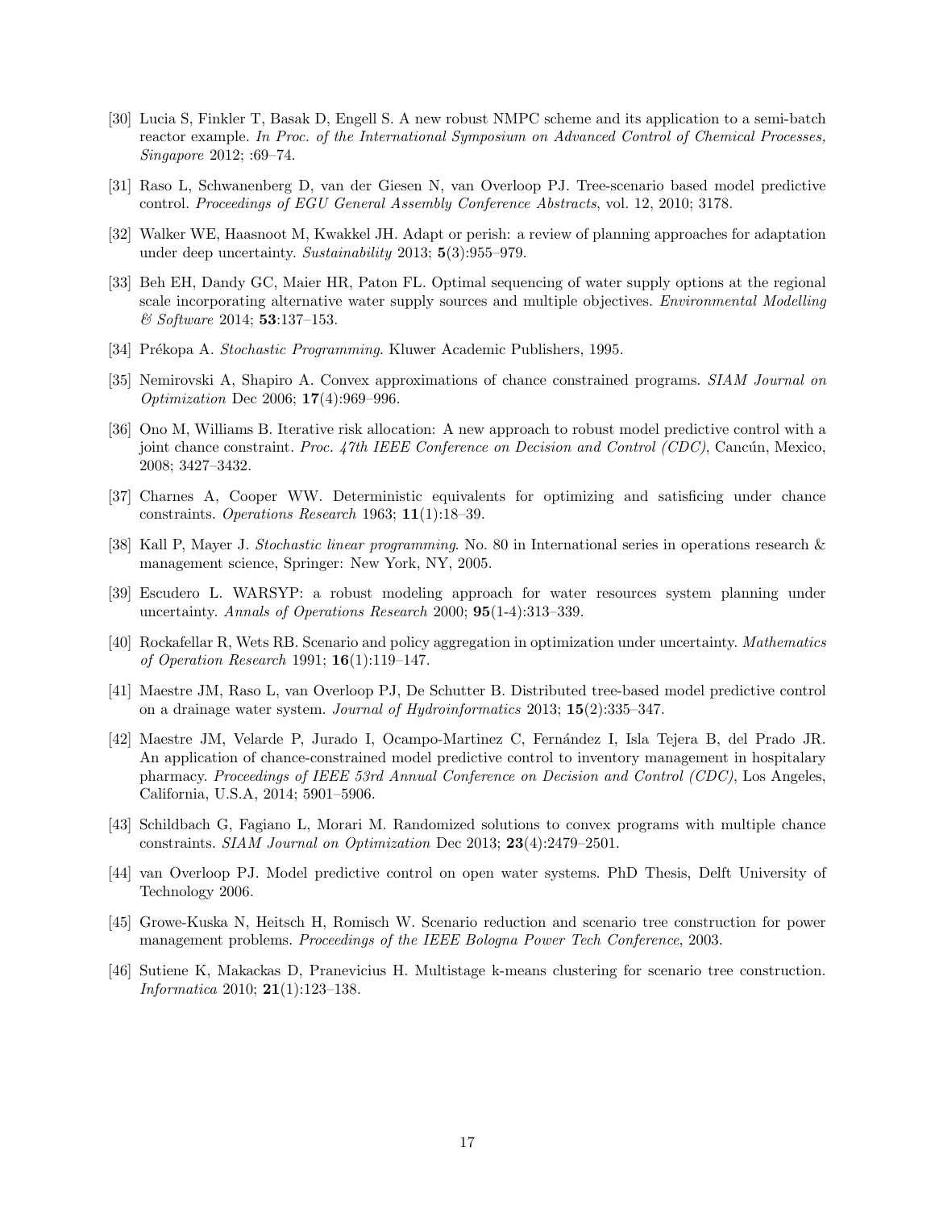[30] Lucia S, Finkler T, Basak D, Engell S. A new robust NMPC scheme and its application to a semi-batch reactor example. *In Proc. of the International Symposium on Advanced Control of Chemical Processes, Singapore* 2012; :69–74.

[31] Raso L, Schwanenberg D, van der Giesen N, van Overloop PJ. Tree-scenario based model predictive control. *Proceedings of EGU General Assembly Conference Abstracts*, vol. 12, 2010; 3178.

[32] Walker WE, Haasnoot M, Kwakkel JH. Adapt or perish: a review of planning approaches for adaptation under deep uncertainty. *Sustainability* 2013; **5**(3):955–979.

[33] Beh EH, Dandy GC, Maier HR, Paton FL. Optimal sequencing of water supply options at the regional scale incorporating alternative water supply sources and multiple objectives. *Environmental Modelling & Software* 2014; **53**:137–153.

[34] Prékopa A. *Stochastic Programming*. Kluwer Academic Publishers, 1995.

[35] Nemirovski A, Shapiro A. Convex approximations of chance constrained programs. *SIAM Journal on Optimization* Dec 2006; **17**(4):969–996.

[36] Ono M, Williams B. Iterative risk allocation: A new approach to robust model predictive control with a joint chance constraint. *Proc. 47th IEEE Conference on Decision and Control (CDC)*, Cancún, Mexico, 2008; 3427–3432.

[37] Charnes A, Cooper WW. Deterministic equivalents for optimizing and satisficing under chance constraints. *Operations Research* 1963; **11**(1):18–39.

[38] Kall P, Mayer J. *Stochastic linear programming*. No. 80 in International series in operations research & management science, Springer: New York, NY, 2005.

[39] Escudero L. WARSYP: a robust modeling approach for water resources system planning under uncertainty. *Annals of Operations Research* 2000; **95**(1-4):313–339.

[40] Rockafellar R, Wets RB. Scenario and policy aggregation in optimization under uncertainty. *Mathematics of Operation Research* 1991; **16**(1):119–147.

[41] Maestre JM, Raso L, van Overloop PJ, De Schutter B. Distributed tree-based model predictive control on a drainage water system. *Journal of Hydroinformatics* 2013; **15**(2):335–347.

[42] Maestre JM, Velarde P, Jurado I, Ocampo-Martinez C, Fernández I, Isla Tejera B, del Prado JR. An application of chance-constrained model predictive control to inventory management in hospitalary pharmacy. *Proceedings of IEEE 53rd Annual Conference on Decision and Control (CDC)*, Los Angeles, California, U.S.A, 2014; 5901–5906.

[43] Schildbach G, Fagiano L, Morari M. Randomized solutions to convex programs with multiple chance constraints. *SIAM Journal on Optimization* Dec 2013; **23**(4):2479–2501.

[44] van Overloop PJ. Model predictive control on open water systems. PhD Thesis, Delft University of Technology 2006.

[45] Growe-Kuska N, Heitsch H, Romisch W. Scenario reduction and scenario tree construction for power management problems. *Proceedings of the IEEE Bologna Power Tech Conference*, 2003.

[46] Sutiene K, Makackas D, Pranevicius H. Multistage k-means clustering for scenario tree construction. *Informatica* 2010; **21**(1):123–138.